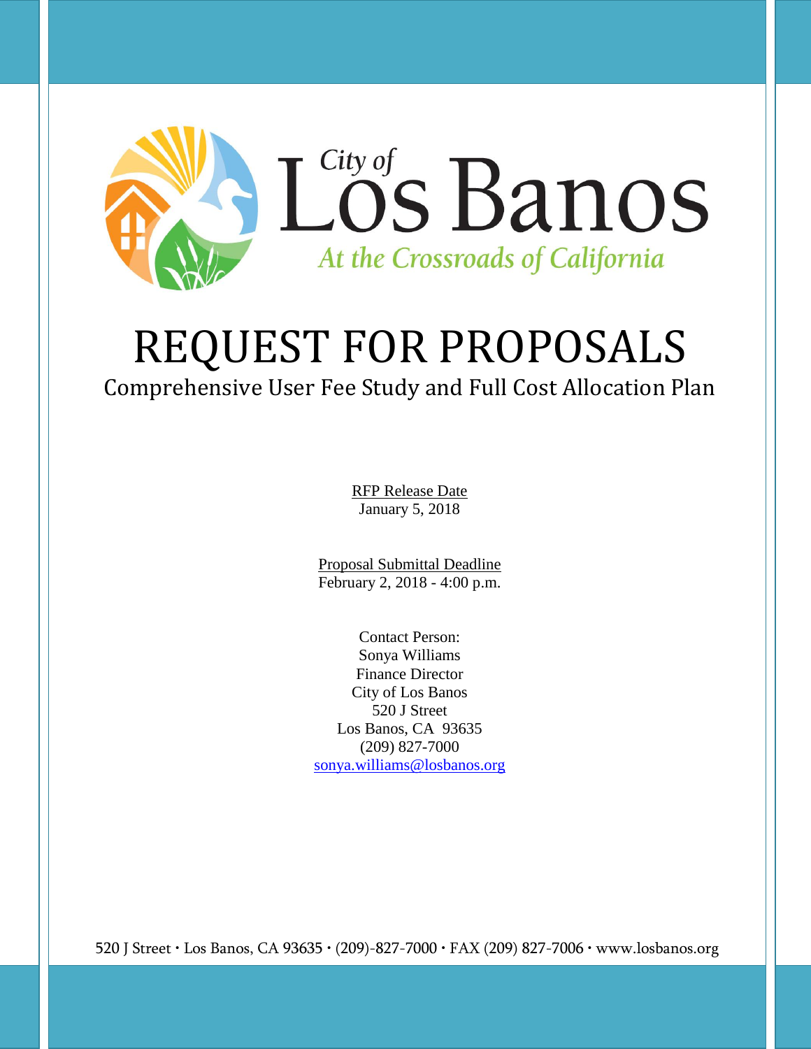City of Los Banos

*At the Crossroads of California*

# REQUEST FOR PROPOSALS

## Comprehensive User Fee Study and Full Cost Allocation Plan

RFP Release Date
January 5, 2018

Proposal Submittal Deadline
February 2, 2018 - 4:00 p.m.

Contact Person:
Sonya Williams
Finance Director
City of Los Banos
520 J Street
Los Banos, CA 93635
(209) 827-7000
sonya.williams@losbanos.org

520 J Street · Los Banos, CA 93635 · (209)-827-7000 · FAX (209) 827-7006 · www.losbanos.org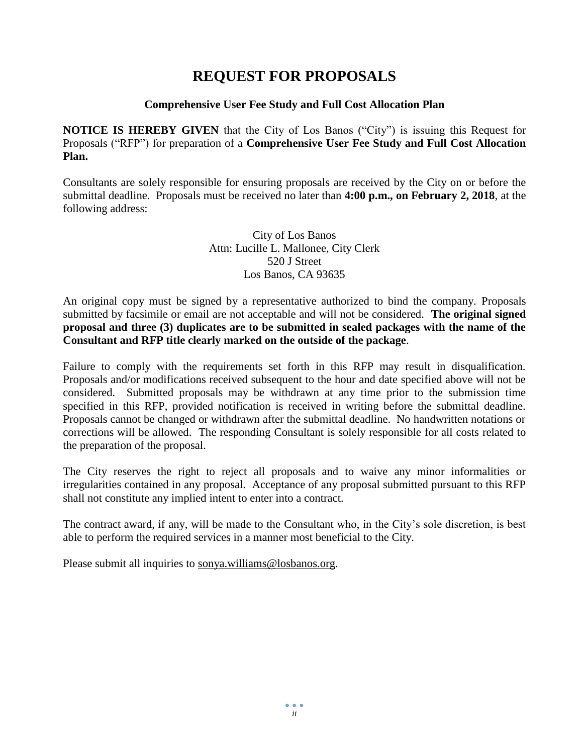# REQUEST FOR PROPOSALS

**Comprehensive User Fee Study and Full Cost Allocation Plan**

**NOTICE IS HEREBY GIVEN** that the City of Los Banos ("City") is issuing this Request for Proposals ("RFP") for preparation of a **Comprehensive User Fee Study and Full Cost Allocation Plan.**

Consultants are solely responsible for ensuring proposals are received by the City on or before the submittal deadline. Proposals must be received no later than **4:00 p.m., on February 2, 2018**, at the following address:

City of Los Banos
Attn: Lucille L. Mallonee, City Clerk
520 J Street
Los Banos, CA 93635

An original copy must be signed by a representative authorized to bind the company. Proposals submitted by facsimile or email are not acceptable and will not be considered. **The original signed proposal and three (3) duplicates are to be submitted in sealed packages with the name of the Consultant and RFP title clearly marked on the outside of the package**.

Failure to comply with the requirements set forth in this RFP may result in disqualification. Proposals and/or modifications received subsequent to the hour and date specified above will not be considered. Submitted proposals may be withdrawn at any time prior to the submission time specified in this RFP, provided notification is received in writing before the submittal deadline. Proposals cannot be changed or withdrawn after the submittal deadline. No handwritten notations or corrections will be allowed. The responding Consultant is solely responsible for all costs related to the preparation of the proposal.

The City reserves the right to reject all proposals and to waive any minor informalities or irregularities contained in any proposal. Acceptance of any proposal submitted pursuant to this RFP shall not constitute any implied intent to enter into a contract.

The contract award, if any, will be made to the Consultant who, in the City's sole discretion, is best able to perform the required services in a manner most beneficial to the City.

Please submit all inquiries to sonya.williams@losbanos.org.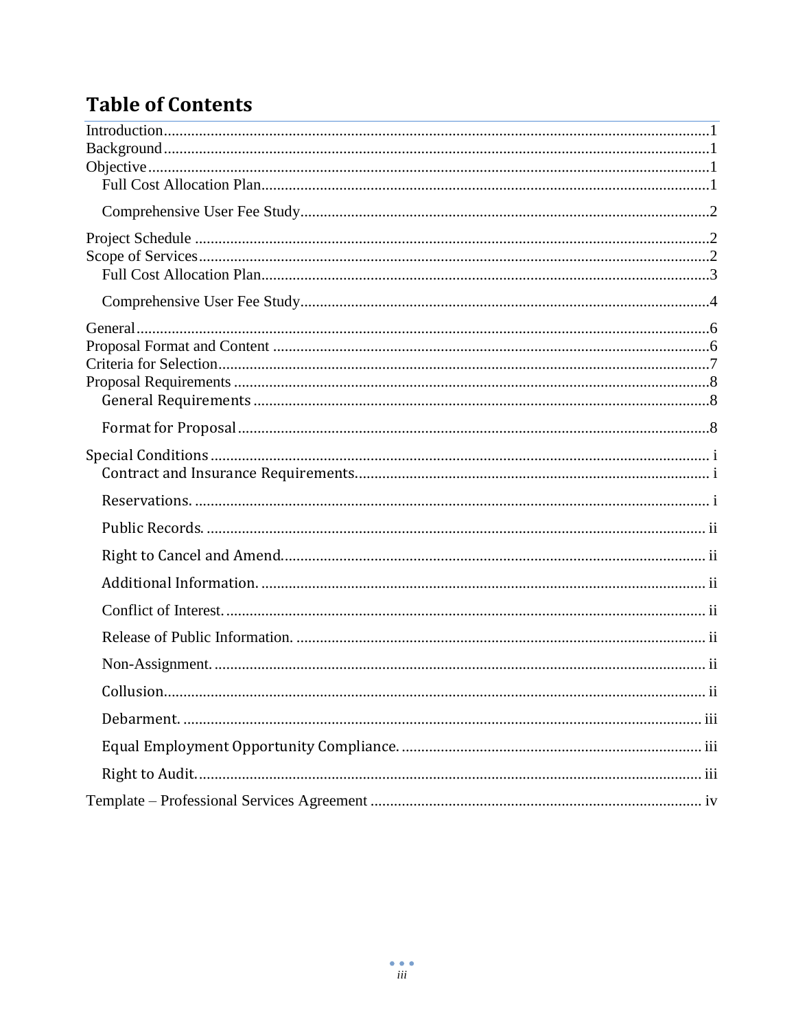# Table of Contents

- Introduction ..... 1
- Background ..... 1
- Objective ..... 1
  - Full Cost Allocation Plan ..... 1
  - Comprehensive User Fee Study ..... 2
- Project Schedule ..... 2
- Scope of Services ..... 2
  - Full Cost Allocation Plan ..... 3
  - Comprehensive User Fee Study ..... 4
- General ..... 6
- Proposal Format and Content ..... 6
- Criteria for Selection ..... 7
- Proposal Requirements ..... 8
  - General Requirements ..... 8
  - Format for Proposal ..... 8
- Special Conditions ..... i
  - Contract and Insurance Requirements ..... i
  - Reservations. ..... i
  - Public Records. ..... ii
  - Right to Cancel and Amend ..... ii
  - Additional Information. ..... ii
  - Conflict of Interest. ..... ii
  - Release of Public Information. ..... ii
  - Non-Assignment. ..... ii
  - Collusion ..... ii
  - Debarment. ..... iii
  - Equal Employment Opportunity Compliance. ..... iii
  - Right to Audit. ..... iii
- Template – Professional Services Agreement ..... iv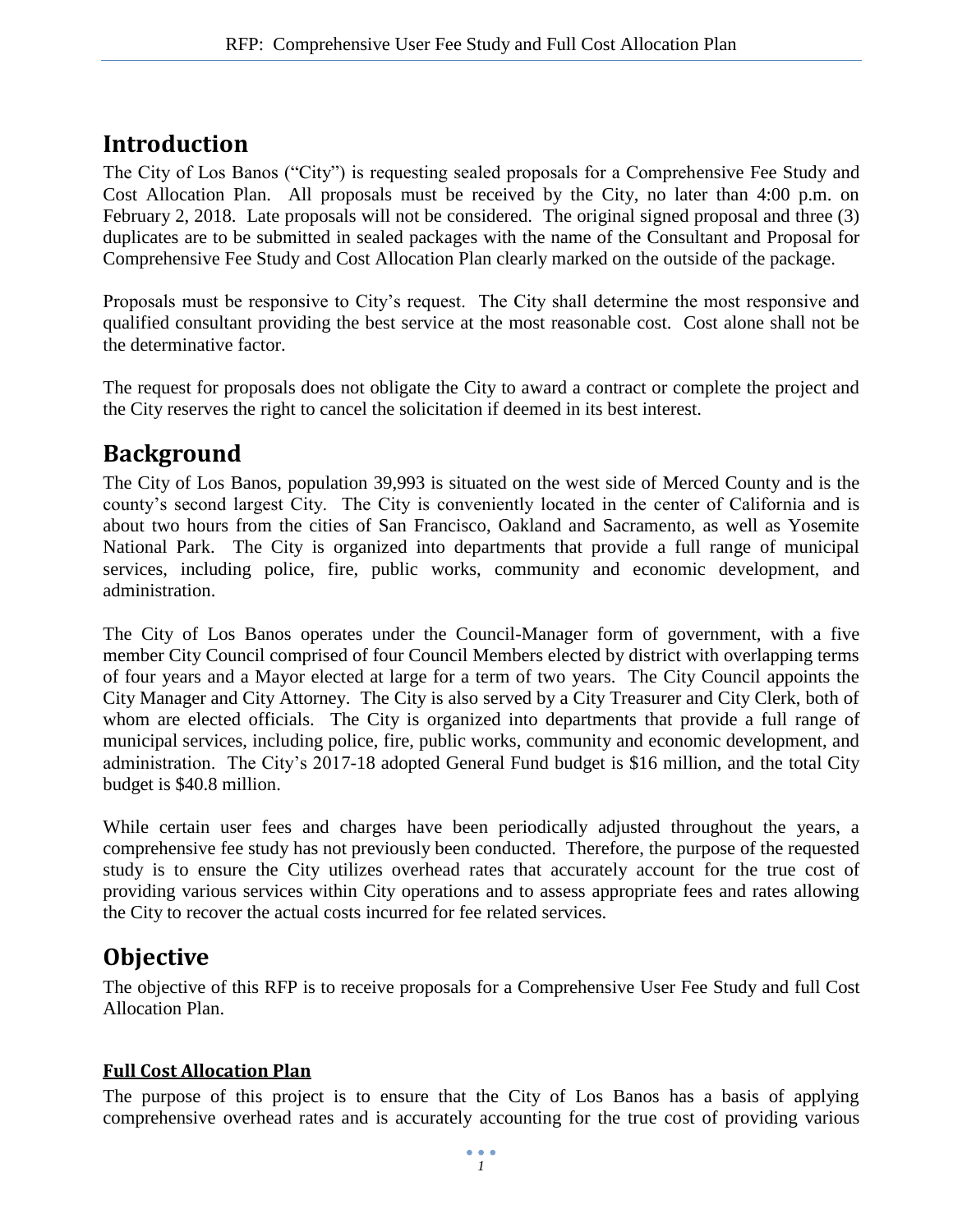## Introduction

The City of Los Banos ("City") is requesting sealed proposals for a Comprehensive Fee Study and Cost Allocation Plan. All proposals must be received by the City, no later than 4:00 p.m. on February 2, 2018. Late proposals will not be considered. The original signed proposal and three (3) duplicates are to be submitted in sealed packages with the name of the Consultant and Proposal for Comprehensive Fee Study and Cost Allocation Plan clearly marked on the outside of the package.

Proposals must be responsive to City's request. The City shall determine the most responsive and qualified consultant providing the best service at the most reasonable cost. Cost alone shall not be the determinative factor.

The request for proposals does not obligate the City to award a contract or complete the project and the City reserves the right to cancel the solicitation if deemed in its best interest.

## Background

The City of Los Banos, population 39,993 is situated on the west side of Merced County and is the county's second largest City. The City is conveniently located in the center of California and is about two hours from the cities of San Francisco, Oakland and Sacramento, as well as Yosemite National Park. The City is organized into departments that provide a full range of municipal services, including police, fire, public works, community and economic development, and administration.

The City of Los Banos operates under the Council-Manager form of government, with a five member City Council comprised of four Council Members elected by district with overlapping terms of four years and a Mayor elected at large for a term of two years. The City Council appoints the City Manager and City Attorney. The City is also served by a City Treasurer and City Clerk, both of whom are elected officials. The City is organized into departments that provide a full range of municipal services, including police, fire, public works, community and economic development, and administration. The City's 2017-18 adopted General Fund budget is $16 million, and the total City budget is $40.8 million.

While certain user fees and charges have been periodically adjusted throughout the years, a comprehensive fee study has not previously been conducted. Therefore, the purpose of the requested study is to ensure the City utilizes overhead rates that accurately account for the true cost of providing various services within City operations and to assess appropriate fees and rates allowing the City to recover the actual costs incurred for fee related services.

## Objective

The objective of this RFP is to receive proposals for a Comprehensive User Fee Study and full Cost Allocation Plan.

### Full Cost Allocation Plan

The purpose of this project is to ensure that the City of Los Banos has a basis of applying comprehensive overhead rates and is accurately accounting for the true cost of providing various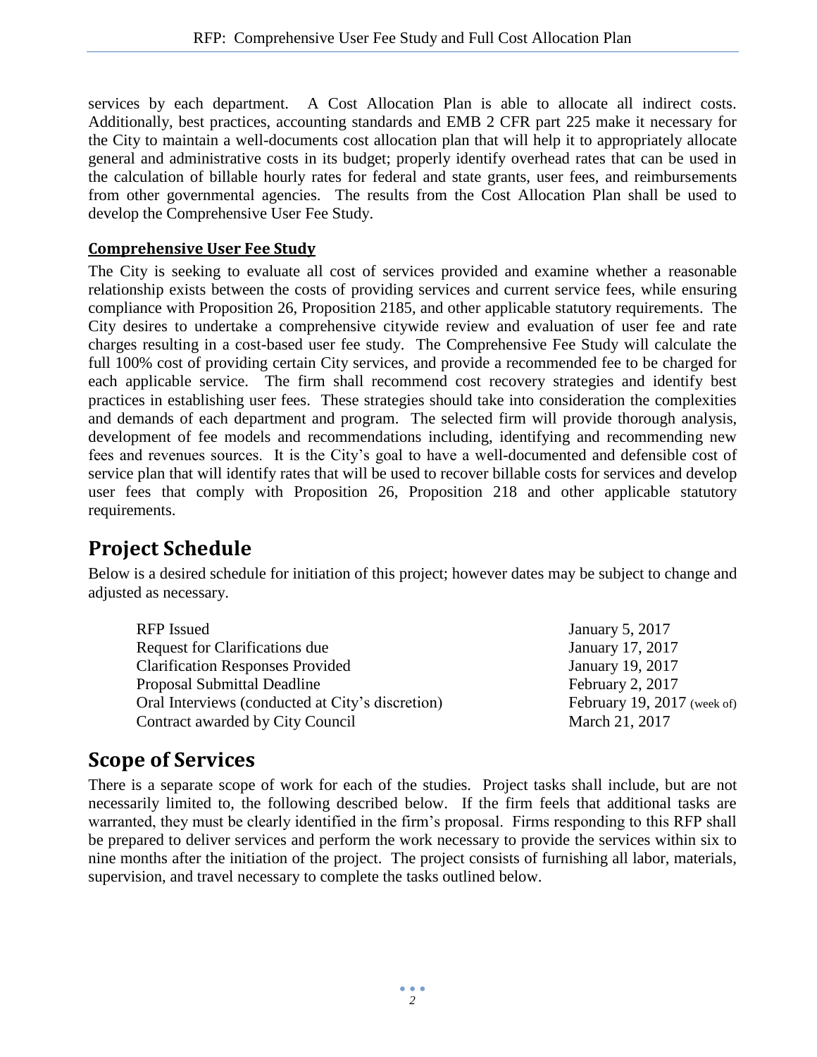services by each department. A Cost Allocation Plan is able to allocate all indirect costs. Additionally, best practices, accounting standards and EMB 2 CFR part 225 make it necessary for the City to maintain a well-documents cost allocation plan that will help it to appropriately allocate general and administrative costs in its budget; properly identify overhead rates that can be used in the calculation of billable hourly rates for federal and state grants, user fees, and reimbursements from other governmental agencies. The results from the Cost Allocation Plan shall be used to develop the Comprehensive User Fee Study.

### Comprehensive User Fee Study

The City is seeking to evaluate all cost of services provided and examine whether a reasonable relationship exists between the costs of providing services and current service fees, while ensuring compliance with Proposition 26, Proposition 2185, and other applicable statutory requirements. The City desires to undertake a comprehensive citywide review and evaluation of user fee and rate charges resulting in a cost-based user fee study. The Comprehensive Fee Study will calculate the full 100% cost of providing certain City services, and provide a recommended fee to be charged for each applicable service. The firm shall recommend cost recovery strategies and identify best practices in establishing user fees. These strategies should take into consideration the complexities and demands of each department and program. The selected firm will provide thorough analysis, development of fee models and recommendations including, identifying and recommending new fees and revenues sources. It is the City's goal to have a well-documented and defensible cost of service plan that will identify rates that will be used to recover billable costs for services and develop user fees that comply with Proposition 26, Proposition 218 and other applicable statutory requirements.

## Project Schedule

Below is a desired schedule for initiation of this project; however dates may be subject to change and adjusted as necessary.

| | |
|---|---|
| RFP Issued | January 5, 2017 |
| Request for Clarifications due | January 17, 2017 |
| Clarification Responses Provided | January 19, 2017 |
| Proposal Submittal Deadline | February 2, 2017 |
| Oral Interviews (conducted at City's discretion) | February 19, 2017 (week of) |
| Contract awarded by City Council | March 21, 2017 |

## Scope of Services

There is a separate scope of work for each of the studies. Project tasks shall include, but are not necessarily limited to, the following described below. If the firm feels that additional tasks are warranted, they must be clearly identified in the firm's proposal. Firms responding to this RFP shall be prepared to deliver services and perform the work necessary to provide the services within six to nine months after the initiation of the project. The project consists of furnishing all labor, materials, supervision, and travel necessary to complete the tasks outlined below.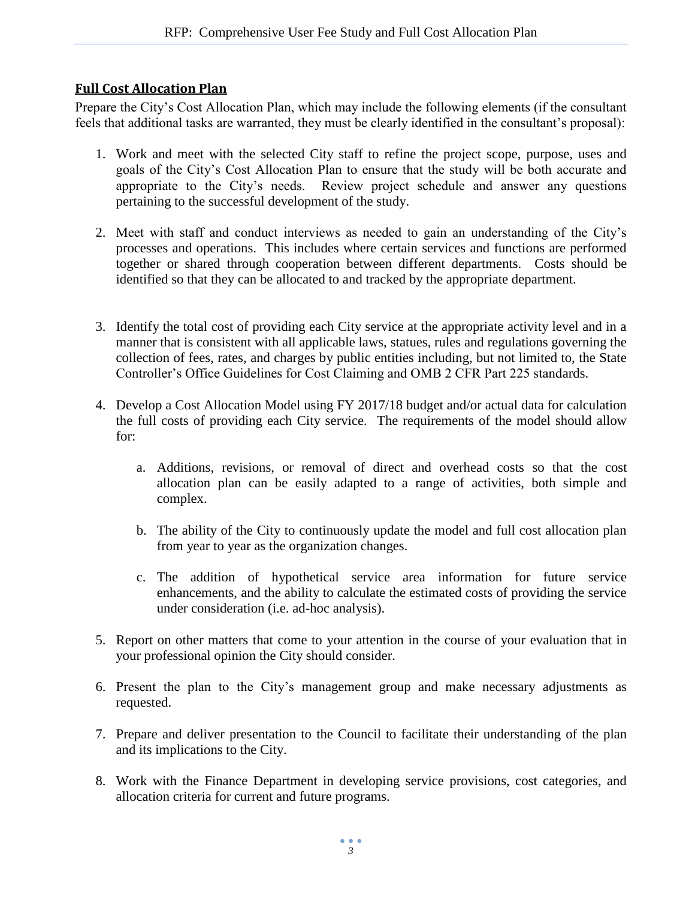## Full Cost Allocation Plan

Prepare the City's Cost Allocation Plan, which may include the following elements (if the consultant feels that additional tasks are warranted, they must be clearly identified in the consultant's proposal):

1. Work and meet with the selected City staff to refine the project scope, purpose, uses and goals of the City's Cost Allocation Plan to ensure that the study will be both accurate and appropriate to the City's needs. Review project schedule and answer any questions pertaining to the successful development of the study.

2. Meet with staff and conduct interviews as needed to gain an understanding of the City's processes and operations. This includes where certain services and functions are performed together or shared through cooperation between different departments. Costs should be identified so that they can be allocated to and tracked by the appropriate department.

3. Identify the total cost of providing each City service at the appropriate activity level and in a manner that is consistent with all applicable laws, statues, rules and regulations governing the collection of fees, rates, and charges by public entities including, but not limited to, the State Controller's Office Guidelines for Cost Claiming and OMB 2 CFR Part 225 standards.

4. Develop a Cost Allocation Model using FY 2017/18 budget and/or actual data for calculation the full costs of providing each City service. The requirements of the model should allow for:

   a. Additions, revisions, or removal of direct and overhead costs so that the cost allocation plan can be easily adapted to a range of activities, both simple and complex.

   b. The ability of the City to continuously update the model and full cost allocation plan from year to year as the organization changes.

   c. The addition of hypothetical service area information for future service enhancements, and the ability to calculate the estimated costs of providing the service under consideration (i.e. ad-hoc analysis).

5. Report on other matters that come to your attention in the course of your evaluation that in your professional opinion the City should consider.

6. Present the plan to the City's management group and make necessary adjustments as requested.

7. Prepare and deliver presentation to the Council to facilitate their understanding of the plan and its implications to the City.

8. Work with the Finance Department in developing service provisions, cost categories, and allocation criteria for current and future programs.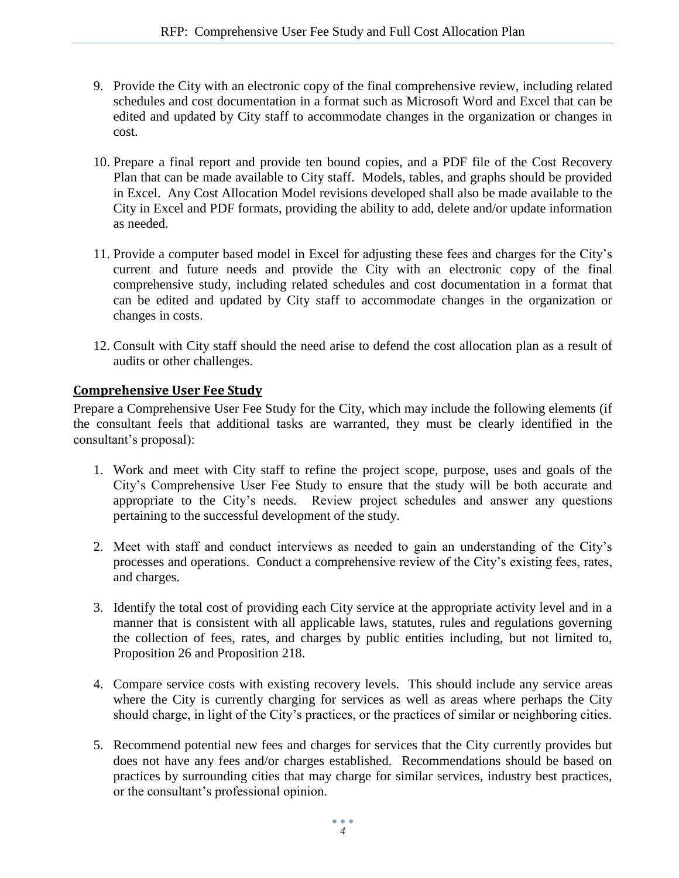9. Provide the City with an electronic copy of the final comprehensive review, including related schedules and cost documentation in a format such as Microsoft Word and Excel that can be edited and updated by City staff to accommodate changes in the organization or changes in cost.

10. Prepare a final report and provide ten bound copies, and a PDF file of the Cost Recovery Plan that can be made available to City staff. Models, tables, and graphs should be provided in Excel. Any Cost Allocation Model revisions developed shall also be made available to the City in Excel and PDF formats, providing the ability to add, delete and/or update information as needed.

11. Provide a computer based model in Excel for adjusting these fees and charges for the City's current and future needs and provide the City with an electronic copy of the final comprehensive study, including related schedules and cost documentation in a format that can be edited and updated by City staff to accommodate changes in the organization or changes in costs.

12. Consult with City staff should the need arise to defend the cost allocation plan as a result of audits or other challenges.

## Comprehensive User Fee Study

Prepare a Comprehensive User Fee Study for the City, which may include the following elements (if the consultant feels that additional tasks are warranted, they must be clearly identified in the consultant's proposal):

1. Work and meet with City staff to refine the project scope, purpose, uses and goals of the City's Comprehensive User Fee Study to ensure that the study will be both accurate and appropriate to the City's needs. Review project schedules and answer any questions pertaining to the successful development of the study.

2. Meet with staff and conduct interviews as needed to gain an understanding of the City's processes and operations. Conduct a comprehensive review of the City's existing fees, rates, and charges.

3. Identify the total cost of providing each City service at the appropriate activity level and in a manner that is consistent with all applicable laws, statutes, rules and regulations governing the collection of fees, rates, and charges by public entities including, but not limited to, Proposition 26 and Proposition 218.

4. Compare service costs with existing recovery levels. This should include any service areas where the City is currently charging for services as well as areas where perhaps the City should charge, in light of the City's practices, or the practices of similar or neighboring cities.

5. Recommend potential new fees and charges for services that the City currently provides but does not have any fees and/or charges established. Recommendations should be based on practices by surrounding cities that may charge for similar services, industry best practices, or the consultant's professional opinion.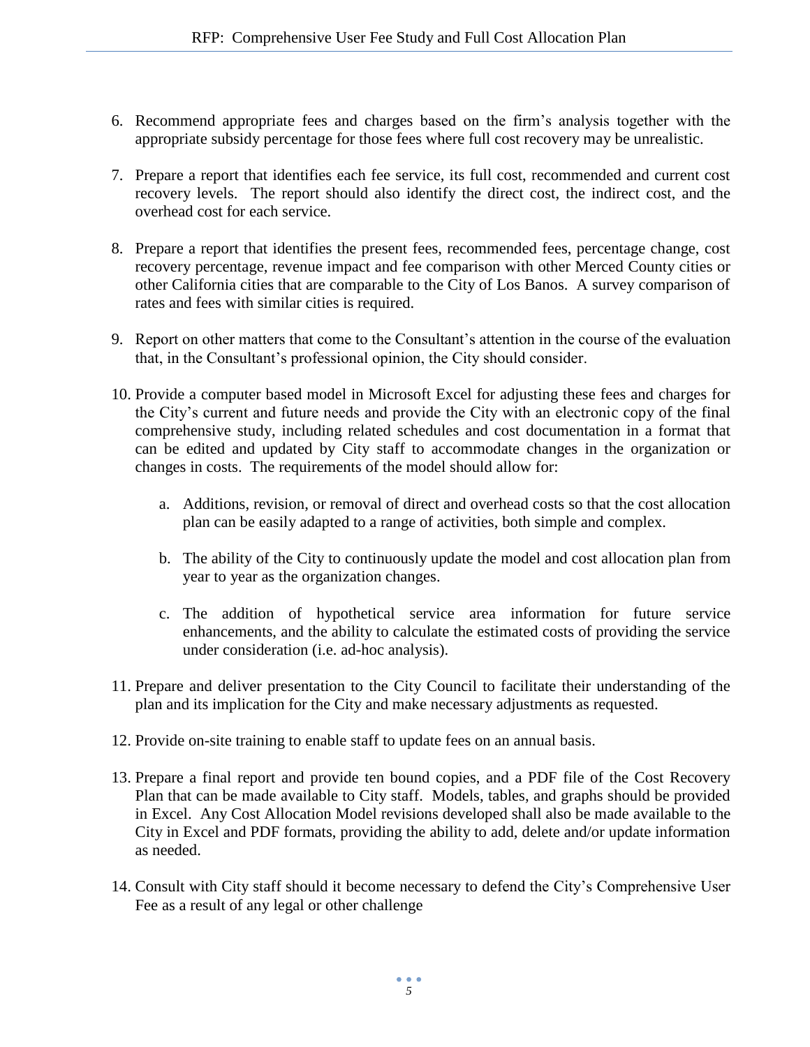6. Recommend appropriate fees and charges based on the firm's analysis together with the appropriate subsidy percentage for those fees where full cost recovery may be unrealistic.

7. Prepare a report that identifies each fee service, its full cost, recommended and current cost recovery levels. The report should also identify the direct cost, the indirect cost, and the overhead cost for each service.

8. Prepare a report that identifies the present fees, recommended fees, percentage change, cost recovery percentage, revenue impact and fee comparison with other Merced County cities or other California cities that are comparable to the City of Los Banos. A survey comparison of rates and fees with similar cities is required.

9. Report on other matters that come to the Consultant's attention in the course of the evaluation that, in the Consultant's professional opinion, the City should consider.

10. Provide a computer based model in Microsoft Excel for adjusting these fees and charges for the City's current and future needs and provide the City with an electronic copy of the final comprehensive study, including related schedules and cost documentation in a format that can be edited and updated by City staff to accommodate changes in the organization or changes in costs. The requirements of the model should allow for:

    a. Additions, revision, or removal of direct and overhead costs so that the cost allocation plan can be easily adapted to a range of activities, both simple and complex.

    b. The ability of the City to continuously update the model and cost allocation plan from year to year as the organization changes.

    c. The addition of hypothetical service area information for future service enhancements, and the ability to calculate the estimated costs of providing the service under consideration (i.e. ad-hoc analysis).

11. Prepare and deliver presentation to the City Council to facilitate their understanding of the plan and its implication for the City and make necessary adjustments as requested.

12. Provide on-site training to enable staff to update fees on an annual basis.

13. Prepare a final report and provide ten bound copies, and a PDF file of the Cost Recovery Plan that can be made available to City staff. Models, tables, and graphs should be provided in Excel. Any Cost Allocation Model revisions developed shall also be made available to the City in Excel and PDF formats, providing the ability to add, delete and/or update information as needed.

14. Consult with City staff should it become necessary to defend the City's Comprehensive User Fee as a result of any legal or other challenge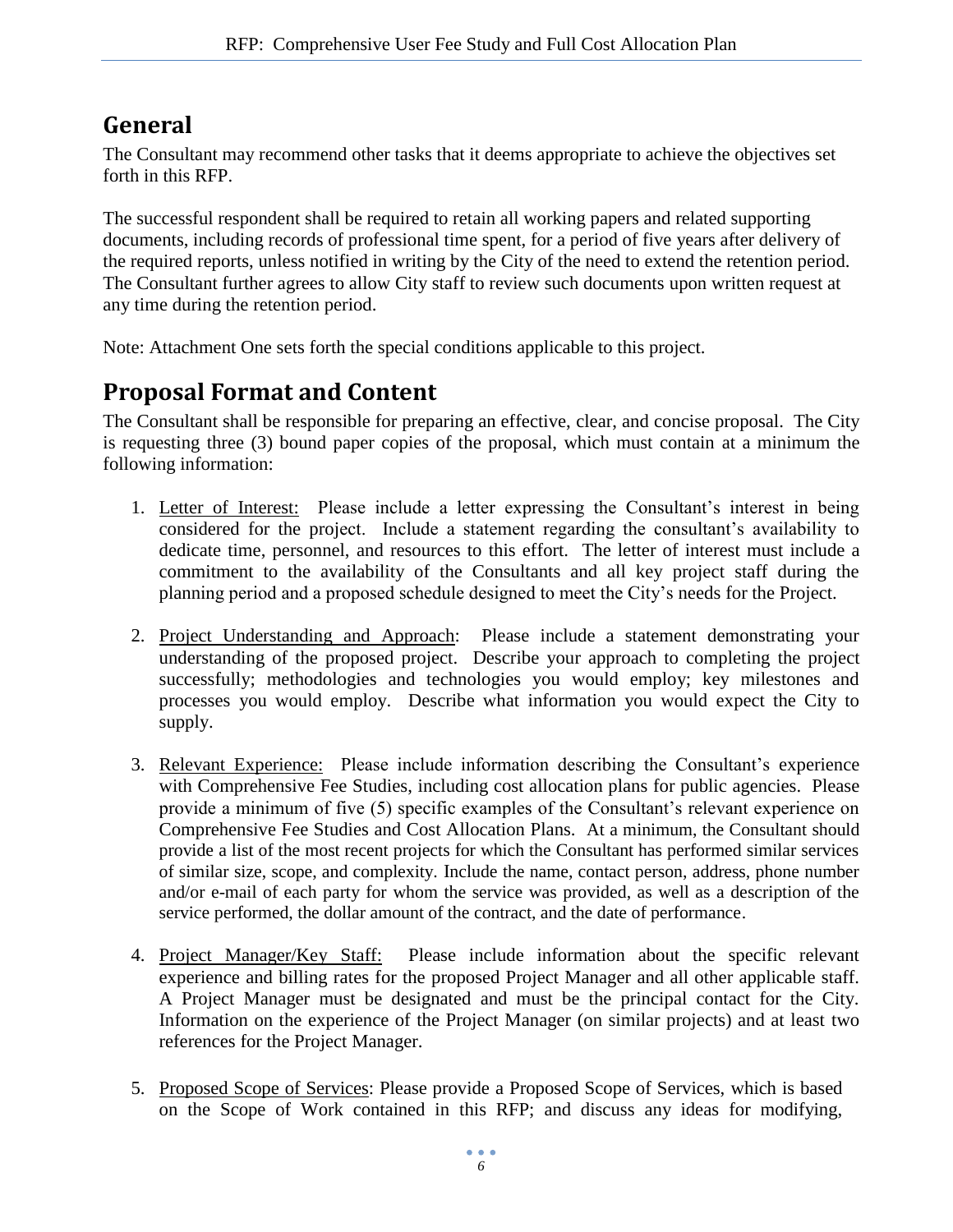## General

The Consultant may recommend other tasks that it deems appropriate to achieve the objectives set forth in this RFP.

The successful respondent shall be required to retain all working papers and related supporting documents, including records of professional time spent, for a period of five years after delivery of the required reports, unless notified in writing by the City of the need to extend the retention period. The Consultant further agrees to allow City staff to review such documents upon written request at any time during the retention period.

Note: Attachment One sets forth the special conditions applicable to this project.

## Proposal Format and Content

The Consultant shall be responsible for preparing an effective, clear, and concise proposal. The City is requesting three (3) bound paper copies of the proposal, which must contain at a minimum the following information:

1. Letter of Interest: Please include a letter expressing the Consultant's interest in being considered for the project. Include a statement regarding the consultant's availability to dedicate time, personnel, and resources to this effort. The letter of interest must include a commitment to the availability of the Consultants and all key project staff during the planning period and a proposed schedule designed to meet the City's needs for the Project.

2. Project Understanding and Approach: Please include a statement demonstrating your understanding of the proposed project. Describe your approach to completing the project successfully; methodologies and technologies you would employ; key milestones and processes you would employ. Describe what information you would expect the City to supply.

3. Relevant Experience: Please include information describing the Consultant's experience with Comprehensive Fee Studies, including cost allocation plans for public agencies. Please provide a minimum of five (5) specific examples of the Consultant's relevant experience on Comprehensive Fee Studies and Cost Allocation Plans. At a minimum, the Consultant should provide a list of the most recent projects for which the Consultant has performed similar services of similar size, scope, and complexity. Include the name, contact person, address, phone number and/or e-mail of each party for whom the service was provided, as well as a description of the service performed, the dollar amount of the contract, and the date of performance.

4. Project Manager/Key Staff: Please include information about the specific relevant experience and billing rates for the proposed Project Manager and all other applicable staff. A Project Manager must be designated and must be the principal contact for the City. Information on the experience of the Project Manager (on similar projects) and at least two references for the Project Manager.

5. Proposed Scope of Services: Please provide a Proposed Scope of Services, which is based on the Scope of Work contained in this RFP; and discuss any ideas for modifying,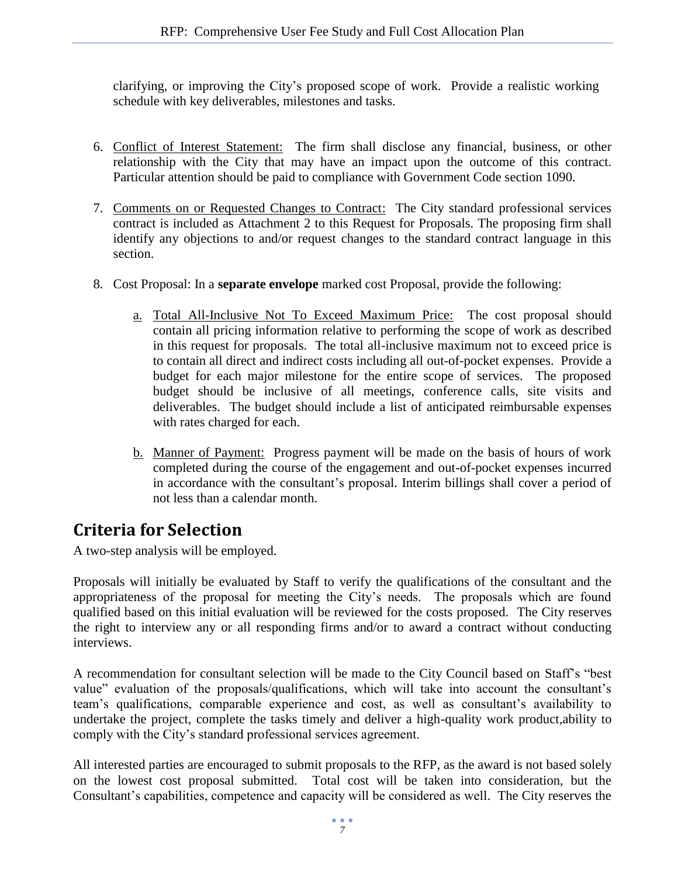clarifying, or improving the City's proposed scope of work. Provide a realistic working schedule with key deliverables, milestones and tasks.

6. Conflict of Interest Statement: The firm shall disclose any financial, business, or other relationship with the City that may have an impact upon the outcome of this contract. Particular attention should be paid to compliance with Government Code section 1090.

7. Comments on or Requested Changes to Contract: The City standard professional services contract is included as Attachment 2 to this Request for Proposals. The proposing firm shall identify any objections to and/or request changes to the standard contract language in this section.

8. Cost Proposal: In a **separate envelope** marked cost Proposal, provide the following:

   a. Total All-Inclusive Not To Exceed Maximum Price: The cost proposal should contain all pricing information relative to performing the scope of work as described in this request for proposals. The total all-inclusive maximum not to exceed price is to contain all direct and indirect costs including all out-of-pocket expenses. Provide a budget for each major milestone for the entire scope of services. The proposed budget should be inclusive of all meetings, conference calls, site visits and deliverables. The budget should include a list of anticipated reimbursable expenses with rates charged for each.

   b. Manner of Payment: Progress payment will be made on the basis of hours of work completed during the course of the engagement and out-of-pocket expenses incurred in accordance with the consultant's proposal. Interim billings shall cover a period of not less than a calendar month.

## Criteria for Selection

A two-step analysis will be employed.

Proposals will initially be evaluated by Staff to verify the qualifications of the consultant and the appropriateness of the proposal for meeting the City's needs. The proposals which are found qualified based on this initial evaluation will be reviewed for the costs proposed. The City reserves the right to interview any or all responding firms and/or to award a contract without conducting interviews.

A recommendation for consultant selection will be made to the City Council based on Staff's "best value" evaluation of the proposals/qualifications, which will take into account the consultant's team's qualifications, comparable experience and cost, as well as consultant's availability to undertake the project, complete the tasks timely and deliver a high-quality work product,ability to comply with the City's standard professional services agreement.

All interested parties are encouraged to submit proposals to the RFP, as the award is not based solely on the lowest cost proposal submitted. Total cost will be taken into consideration, but the Consultant's capabilities, competence and capacity will be considered as well. The City reserves the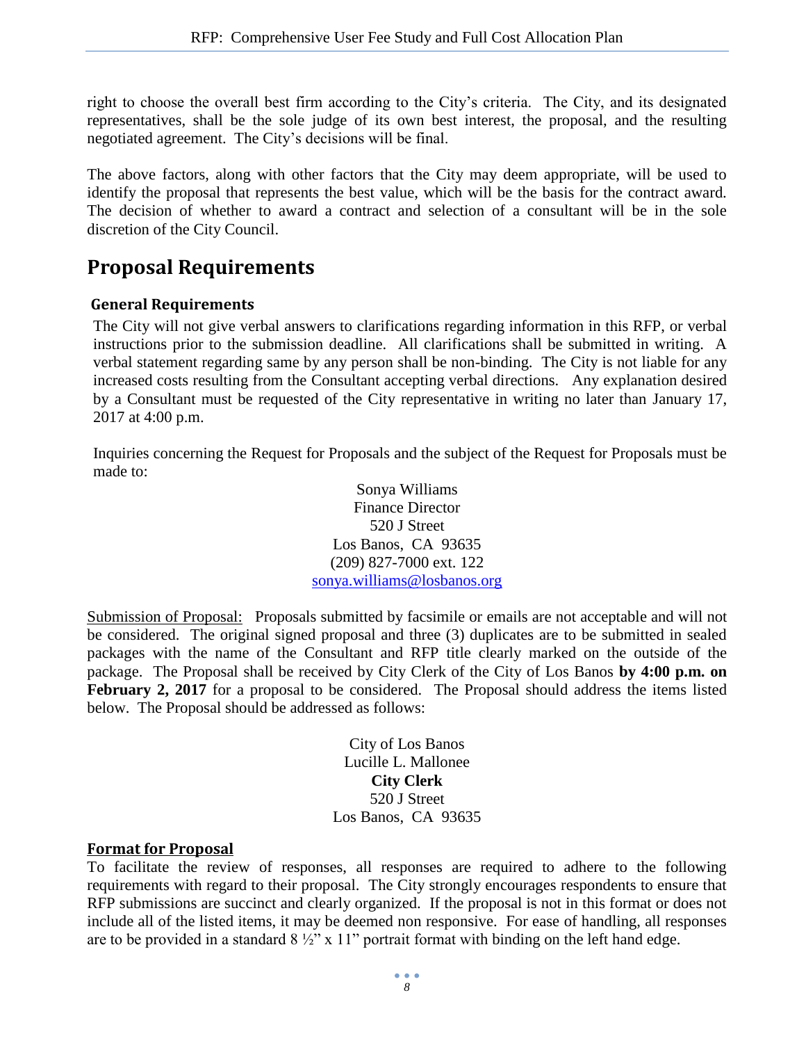right to choose the overall best firm according to the City's criteria. The City, and its designated representatives, shall be the sole judge of its own best interest, the proposal, and the resulting negotiated agreement. The City's decisions will be final.

The above factors, along with other factors that the City may deem appropriate, will be used to identify the proposal that represents the best value, which will be the basis for the contract award. The decision of whether to award a contract and selection of a consultant will be in the sole discretion of the City Council.

# Proposal Requirements

## General Requirements

The City will not give verbal answers to clarifications regarding information in this RFP, or verbal instructions prior to the submission deadline. All clarifications shall be submitted in writing. A verbal statement regarding same by any person shall be non-binding. The City is not liable for any increased costs resulting from the Consultant accepting verbal directions. Any explanation desired by a Consultant must be requested of the City representative in writing no later than January 17, 2017 at 4:00 p.m.

Inquiries concerning the Request for Proposals and the subject of the Request for Proposals must be made to:

Sonya Williams
Finance Director
520 J Street
Los Banos, CA 93635
(209) 827-7000 ext. 122
sonya.williams@losbanos.org

Submission of Proposal: Proposals submitted by facsimile or emails are not acceptable and will not be considered. The original signed proposal and three (3) duplicates are to be submitted in sealed packages with the name of the Consultant and RFP title clearly marked on the outside of the package. The Proposal shall be received by City Clerk of the City of Los Banos **by 4:00 p.m. on February 2, 2017** for a proposal to be considered. The Proposal should address the items listed below. The Proposal should be addressed as follows:

City of Los Banos
Lucille L. Mallonee
**City Clerk**
520 J Street
Los Banos, CA 93635

## Format for Proposal

To facilitate the review of responses, all responses are required to adhere to the following requirements with regard to their proposal. The City strongly encourages respondents to ensure that RFP submissions are succinct and clearly organized. If the proposal is not in this format or does not include all of the listed items, it may be deemed non responsive. For ease of handling, all responses are to be provided in a standard 8 ½" x 11" portrait format with binding on the left hand edge.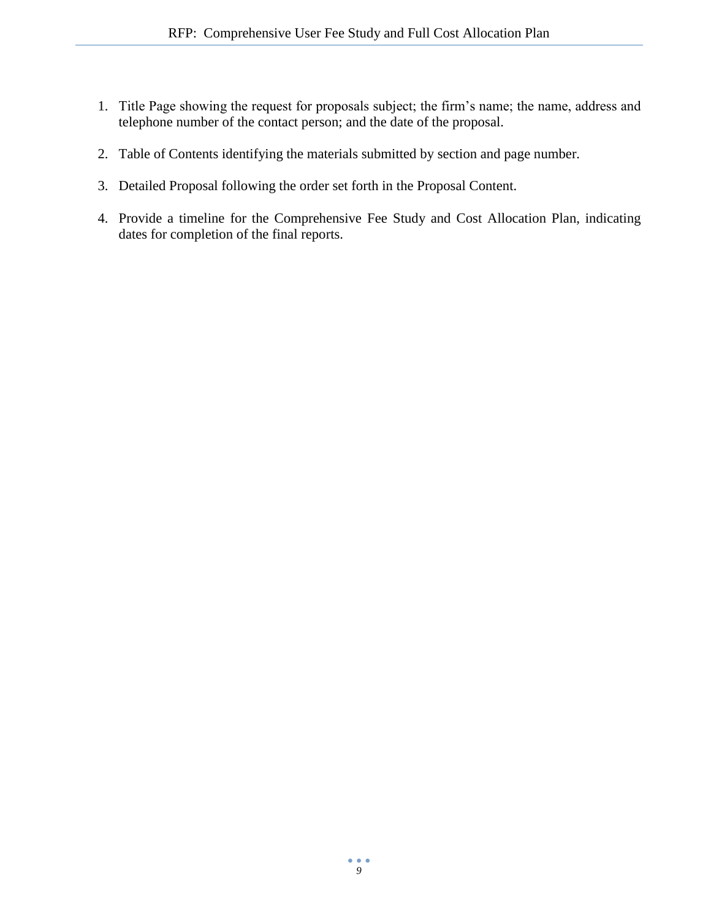1. Title Page showing the request for proposals subject; the firm's name; the name, address and telephone number of the contact person; and the date of the proposal.

2. Table of Contents identifying the materials submitted by section and page number.

3. Detailed Proposal following the order set forth in the Proposal Content.

4. Provide a timeline for the Comprehensive Fee Study and Cost Allocation Plan, indicating dates for completion of the final reports.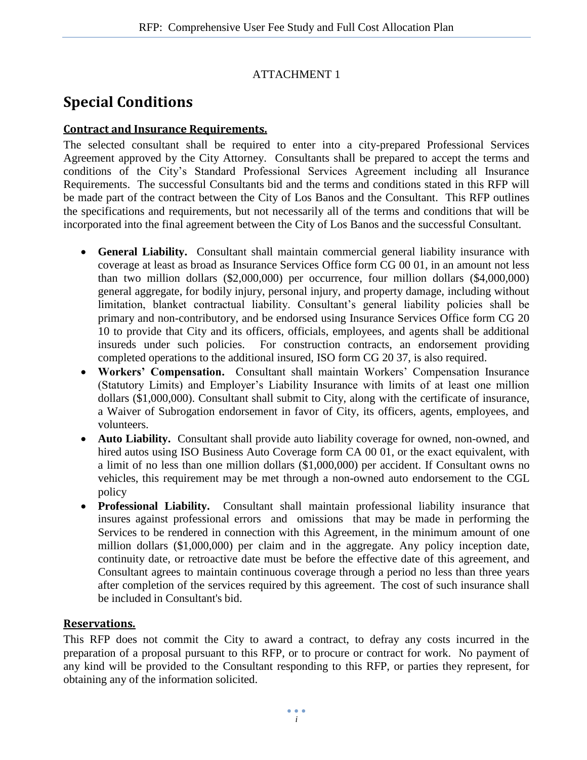ATTACHMENT 1

# Special Conditions

## Contract and Insurance Requirements.

The selected consultant shall be required to enter into a city-prepared Professional Services Agreement approved by the City Attorney. Consultants shall be prepared to accept the terms and conditions of the City's Standard Professional Services Agreement including all Insurance Requirements. The successful Consultants bid and the terms and conditions stated in this RFP will be made part of the contract between the City of Los Banos and the Consultant. This RFP outlines the specifications and requirements, but not necessarily all of the terms and conditions that will be incorporated into the final agreement between the City of Los Banos and the successful Consultant.

- **General Liability.** Consultant shall maintain commercial general liability insurance with coverage at least as broad as Insurance Services Office form CG 00 01, in an amount not less than two million dollars ($2,000,000) per occurrence, four million dollars ($4,000,000) general aggregate, for bodily injury, personal injury, and property damage, including without limitation, blanket contractual liability. Consultant's general liability policies shall be primary and non-contributory, and be endorsed using Insurance Services Office form CG 20 10 to provide that City and its officers, officials, employees, and agents shall be additional insureds under such policies. For construction contracts, an endorsement providing completed operations to the additional insured, ISO form CG 20 37, is also required.
- **Workers' Compensation.** Consultant shall maintain Workers' Compensation Insurance (Statutory Limits) and Employer's Liability Insurance with limits of at least one million dollars ($1,000,000). Consultant shall submit to City, along with the certificate of insurance, a Waiver of Subrogation endorsement in favor of City, its officers, agents, employees, and volunteers.
- **Auto Liability.** Consultant shall provide auto liability coverage for owned, non-owned, and hired autos using ISO Business Auto Coverage form CA 00 01, or the exact equivalent, with a limit of no less than one million dollars ($1,000,000) per accident. If Consultant owns no vehicles, this requirement may be met through a non-owned auto endorsement to the CGL policy
- **Professional Liability.** Consultant shall maintain professional liability insurance that insures against professional errors and omissions that may be made in performing the Services to be rendered in connection with this Agreement, in the minimum amount of one million dollars ($1,000,000) per claim and in the aggregate. Any policy inception date, continuity date, or retroactive date must be before the effective date of this agreement, and Consultant agrees to maintain continuous coverage through a period no less than three years after completion of the services required by this agreement. The cost of such insurance shall be included in Consultant's bid.

## Reservations.

This RFP does not commit the City to award a contract, to defray any costs incurred in the preparation of a proposal pursuant to this RFP, or to procure or contract for work. No payment of any kind will be provided to the Consultant responding to this RFP, or parties they represent, for obtaining any of the information solicited.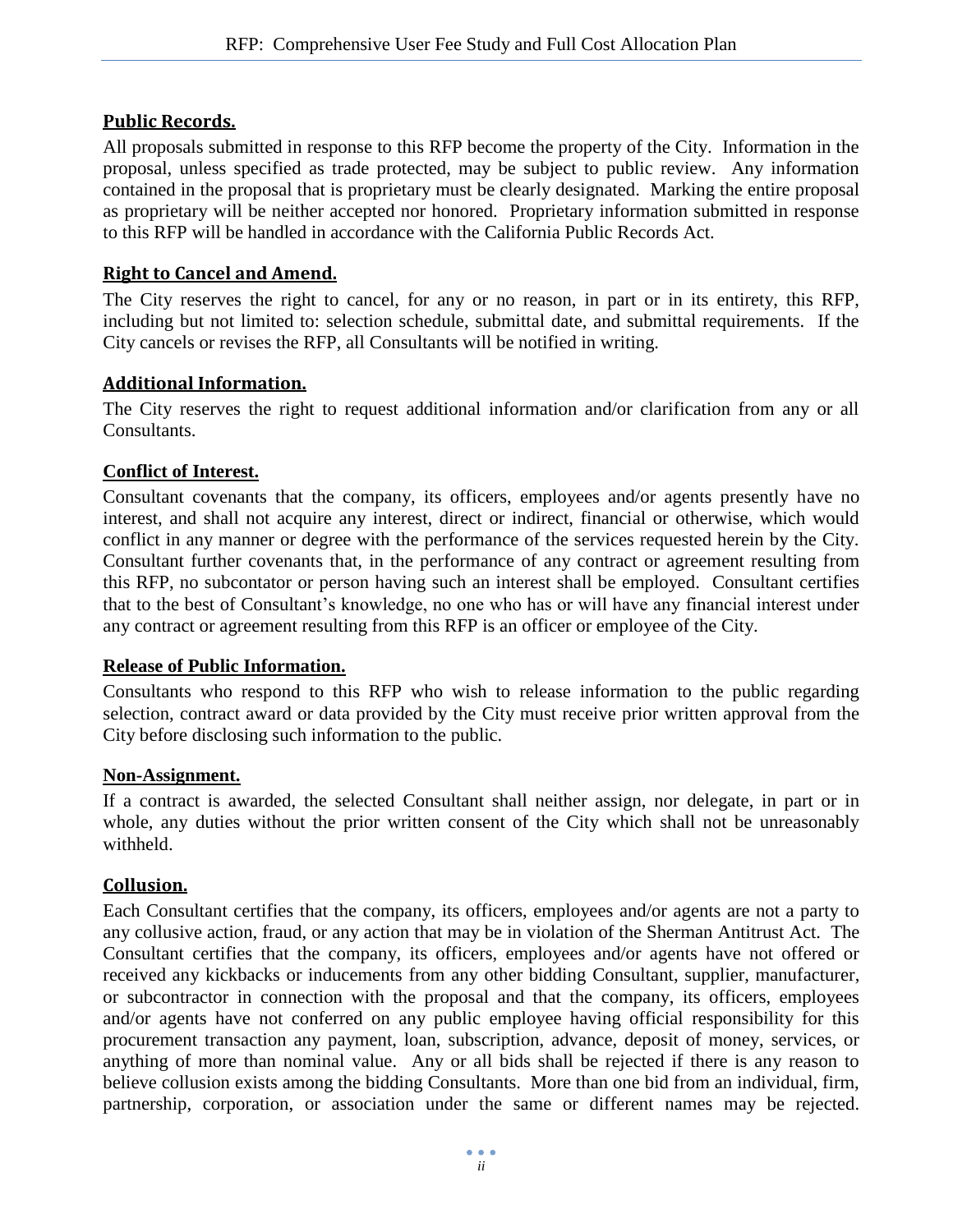## **Public Records.**

All proposals submitted in response to this RFP become the property of the City. Information in the proposal, unless specified as trade protected, may be subject to public review. Any information contained in the proposal that is proprietary must be clearly designated. Marking the entire proposal as proprietary will be neither accepted nor honored. Proprietary information submitted in response to this RFP will be handled in accordance with the California Public Records Act.

## **Right to Cancel and Amend.**

The City reserves the right to cancel, for any or no reason, in part or in its entirety, this RFP, including but not limited to: selection schedule, submittal date, and submittal requirements. If the City cancels or revises the RFP, all Consultants will be notified in writing.

## **Additional Information.**

The City reserves the right to request additional information and/or clarification from any or all Consultants.

## **Conflict of Interest.**

Consultant covenants that the company, its officers, employees and/or agents presently have no interest, and shall not acquire any interest, direct or indirect, financial or otherwise, which would conflict in any manner or degree with the performance of the services requested herein by the City. Consultant further covenants that, in the performance of any contract or agreement resulting from this RFP, no subcontator or person having such an interest shall be employed. Consultant certifies that to the best of Consultant's knowledge, no one who has or will have any financial interest under any contract or agreement resulting from this RFP is an officer or employee of the City.

## **Release of Public Information.**

Consultants who respond to this RFP who wish to release information to the public regarding selection, contract award or data provided by the City must receive prior written approval from the City before disclosing such information to the public.

## **Non-Assignment.**

If a contract is awarded, the selected Consultant shall neither assign, nor delegate, in part or in whole, any duties without the prior written consent of the City which shall not be unreasonably withheld.

## **Collusion.**

Each Consultant certifies that the company, its officers, employees and/or agents are not a party to any collusive action, fraud, or any action that may be in violation of the Sherman Antitrust Act. The Consultant certifies that the company, its officers, employees and/or agents have not offered or received any kickbacks or inducements from any other bidding Consultant, supplier, manufacturer, or subcontractor in connection with the proposal and that the company, its officers, employees and/or agents have not conferred on any public employee having official responsibility for this procurement transaction any payment, loan, subscription, advance, deposit of money, services, or anything of more than nominal value. Any or all bids shall be rejected if there is any reason to believe collusion exists among the bidding Consultants. More than one bid from an individual, firm, partnership, corporation, or association under the same or different names may be rejected.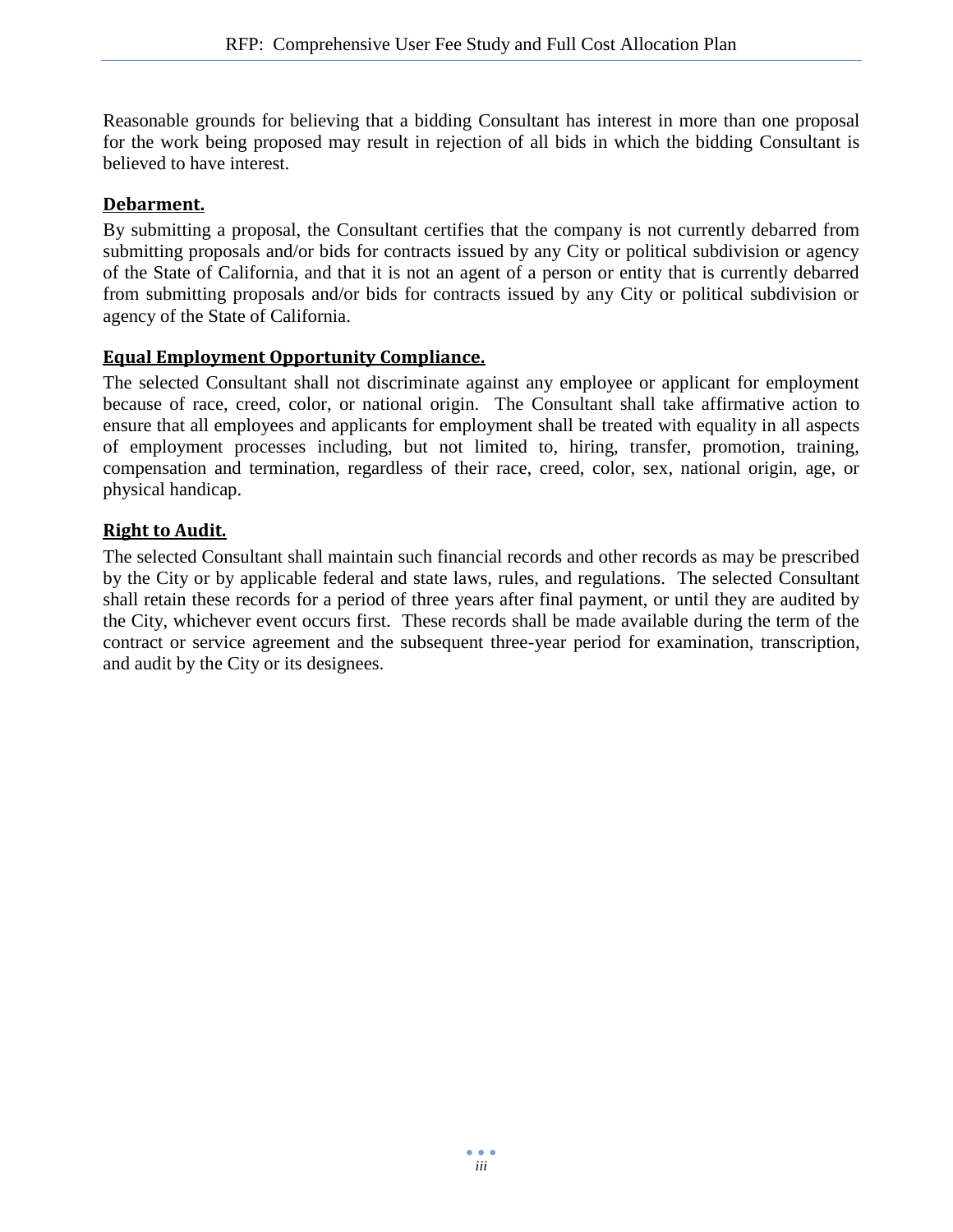Reasonable grounds for believing that a bidding Consultant has interest in more than one proposal for the work being proposed may result in rejection of all bids in which the bidding Consultant is believed to have interest.

**Debarment.**

By submitting a proposal, the Consultant certifies that the company is not currently debarred from submitting proposals and/or bids for contracts issued by any City or political subdivision or agency of the State of California, and that it is not an agent of a person or entity that is currently debarred from submitting proposals and/or bids for contracts issued by any City or political subdivision or agency of the State of California.

**Equal Employment Opportunity Compliance.**

The selected Consultant shall not discriminate against any employee or applicant for employment because of race, creed, color, or national origin. The Consultant shall take affirmative action to ensure that all employees and applicants for employment shall be treated with equality in all aspects of employment processes including, but not limited to, hiring, transfer, promotion, training, compensation and termination, regardless of their race, creed, color, sex, national origin, age, or physical handicap.

**Right to Audit.**

The selected Consultant shall maintain such financial records and other records as may be prescribed by the City or by applicable federal and state laws, rules, and regulations. The selected Consultant shall retain these records for a period of three years after final payment, or until they are audited by the City, whichever event occurs first. These records shall be made available during the term of the contract or service agreement and the subsequent three-year period for examination, transcription, and audit by the City or its designees.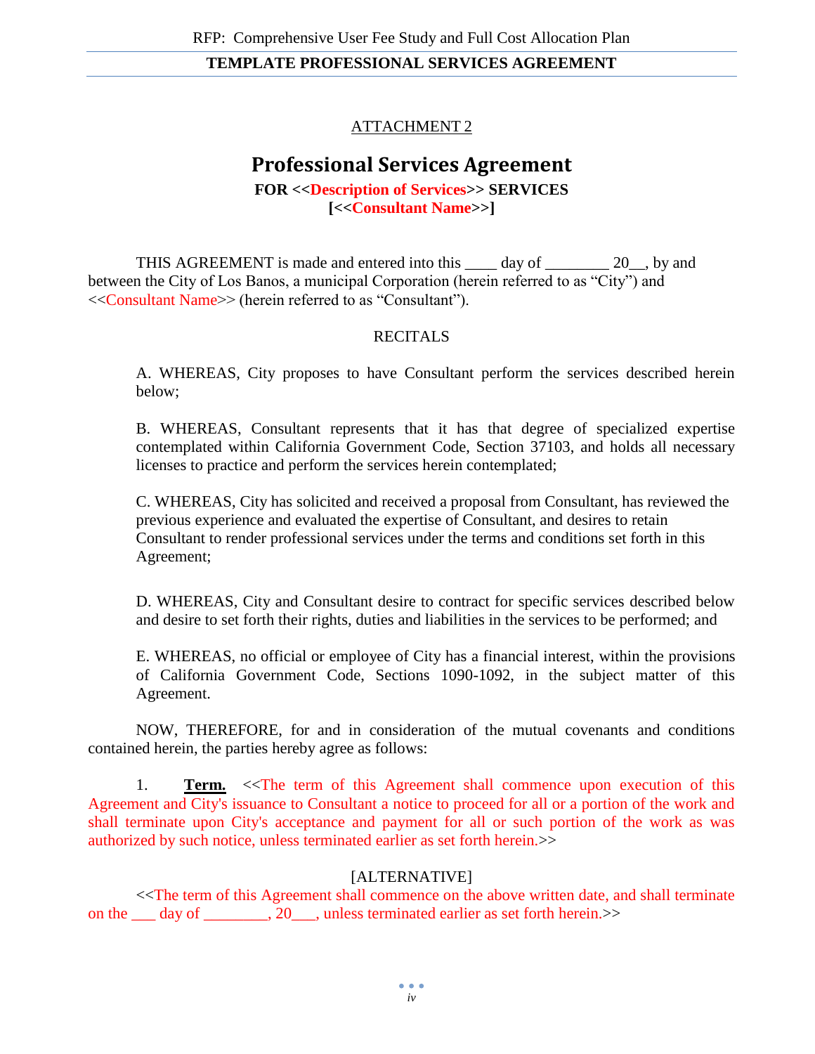ATTACHMENT 2

# Professional Services Agreement

**FOR <<Description of Services>> SERVICES**
**[<<Consultant Name>>]**

THIS AGREEMENT is made and entered into this ____ day of ________ 20__, by and between the City of Los Banos, a municipal Corporation (herein referred to as "City") and <<Consultant Name>> (herein referred to as "Consultant").

RECITALS

A. WHEREAS, City proposes to have Consultant perform the services described herein below;

B. WHEREAS, Consultant represents that it has that degree of specialized expertise contemplated within California Government Code, Section 37103, and holds all necessary licenses to practice and perform the services herein contemplated;

C. WHEREAS, City has solicited and received a proposal from Consultant, has reviewed the previous experience and evaluated the expertise of Consultant, and desires to retain Consultant to render professional services under the terms and conditions set forth in this Agreement;

D. WHEREAS, City and Consultant desire to contract for specific services described below and desire to set forth their rights, duties and liabilities in the services to be performed; and

E. WHEREAS, no official or employee of City has a financial interest, within the provisions of California Government Code, Sections 1090-1092, in the subject matter of this Agreement.

NOW, THEREFORE, for and in consideration of the mutual covenants and conditions contained herein, the parties hereby agree as follows:

1. **Term.** <<The term of this Agreement shall commence upon execution of this Agreement and City's issuance to Consultant a notice to proceed for all or a portion of the work and shall terminate upon City's acceptance and payment for all or such portion of the work as was authorized by such notice, unless terminated earlier as set forth herein.>>

[ALTERNATIVE]

<<The term of this Agreement shall commence on the above written date, and shall terminate on the ___ day of ________, 20___, unless terminated earlier as set forth herein.>>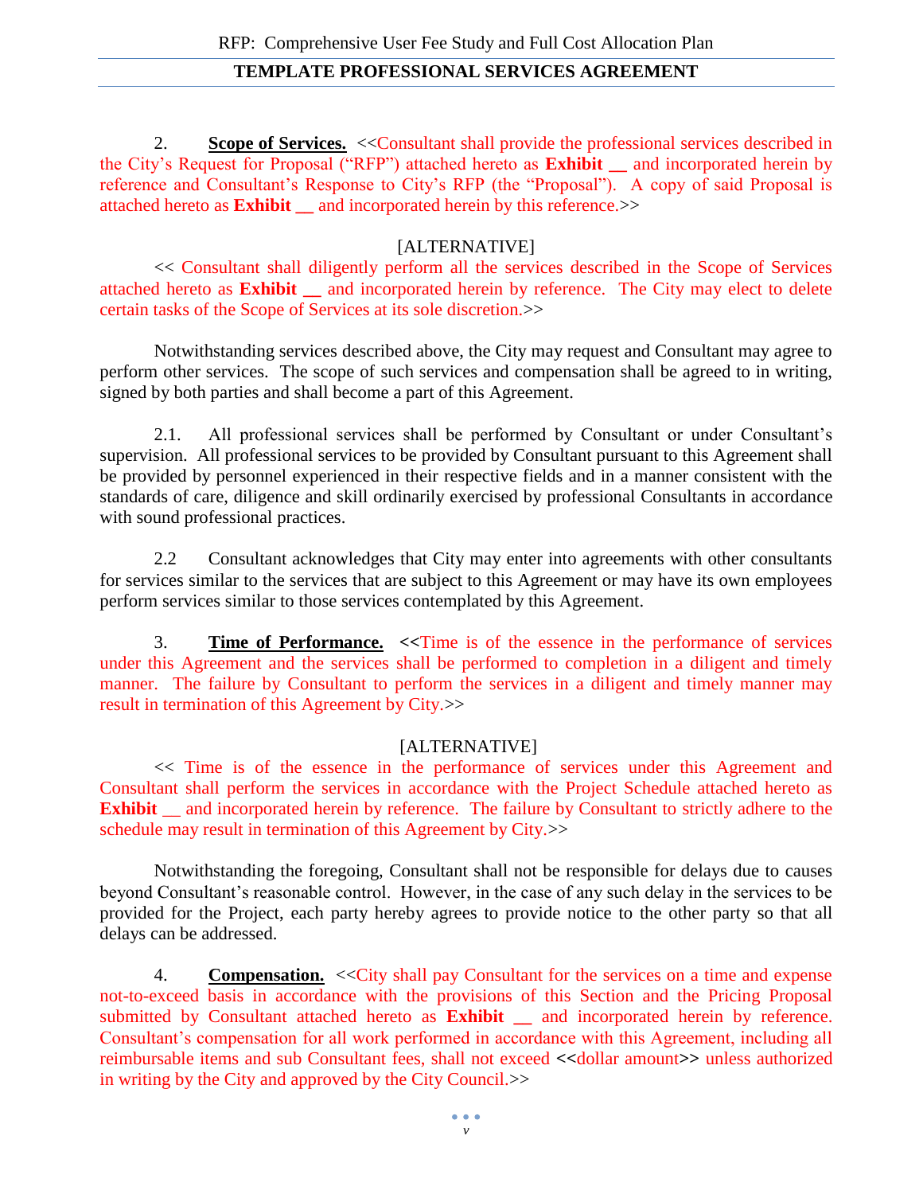2. **Scope of Services.** <<Consultant shall provide the professional services described in the City's Request for Proposal ("RFP") attached hereto as **Exhibit __** and incorporated herein by reference and Consultant's Response to City's RFP (the "Proposal"). A copy of said Proposal is attached hereto as **Exhibit __** and incorporated herein by this reference.>>

[ALTERNATIVE]

<< Consultant shall diligently perform all the services described in the Scope of Services attached hereto as **Exhibit __** and incorporated herein by reference. The City may elect to delete certain tasks of the Scope of Services at its sole discretion.>>

Notwithstanding services described above, the City may request and Consultant may agree to perform other services. The scope of such services and compensation shall be agreed to in writing, signed by both parties and shall become a part of this Agreement.

2.1. All professional services shall be performed by Consultant or under Consultant's supervision. All professional services to be provided by Consultant pursuant to this Agreement shall be provided by personnel experienced in their respective fields and in a manner consistent with the standards of care, diligence and skill ordinarily exercised by professional Consultants in accordance with sound professional practices.

2.2 Consultant acknowledges that City may enter into agreements with other consultants for services similar to the services that are subject to this Agreement or may have its own employees perform services similar to those services contemplated by this Agreement.

3. **Time of Performance.** **<<**Time is of the essence in the performance of services under this Agreement and the services shall be performed to completion in a diligent and timely manner. The failure by Consultant to perform the services in a diligent and timely manner may result in termination of this Agreement by City.>>

[ALTERNATIVE]

<< Time is of the essence in the performance of services under this Agreement and Consultant shall perform the services in accordance with the Project Schedule attached hereto as **Exhibit** __ and incorporated herein by reference. The failure by Consultant to strictly adhere to the schedule may result in termination of this Agreement by City.>>

Notwithstanding the foregoing, Consultant shall not be responsible for delays due to causes beyond Consultant's reasonable control. However, in the case of any such delay in the services to be provided for the Project, each party hereby agrees to provide notice to the other party so that all delays can be addressed.

4. **Compensation.** <<City shall pay Consultant for the services on a time and expense not-to-exceed basis in accordance with the provisions of this Section and the Pricing Proposal submitted by Consultant attached hereto as **Exhibit __** and incorporated herein by reference. Consultant's compensation for all work performed in accordance with this Agreement, including all reimbursable items and sub Consultant fees, shall not exceed **<<**dollar amount**>>** unless authorized in writing by the City and approved by the City Council.>>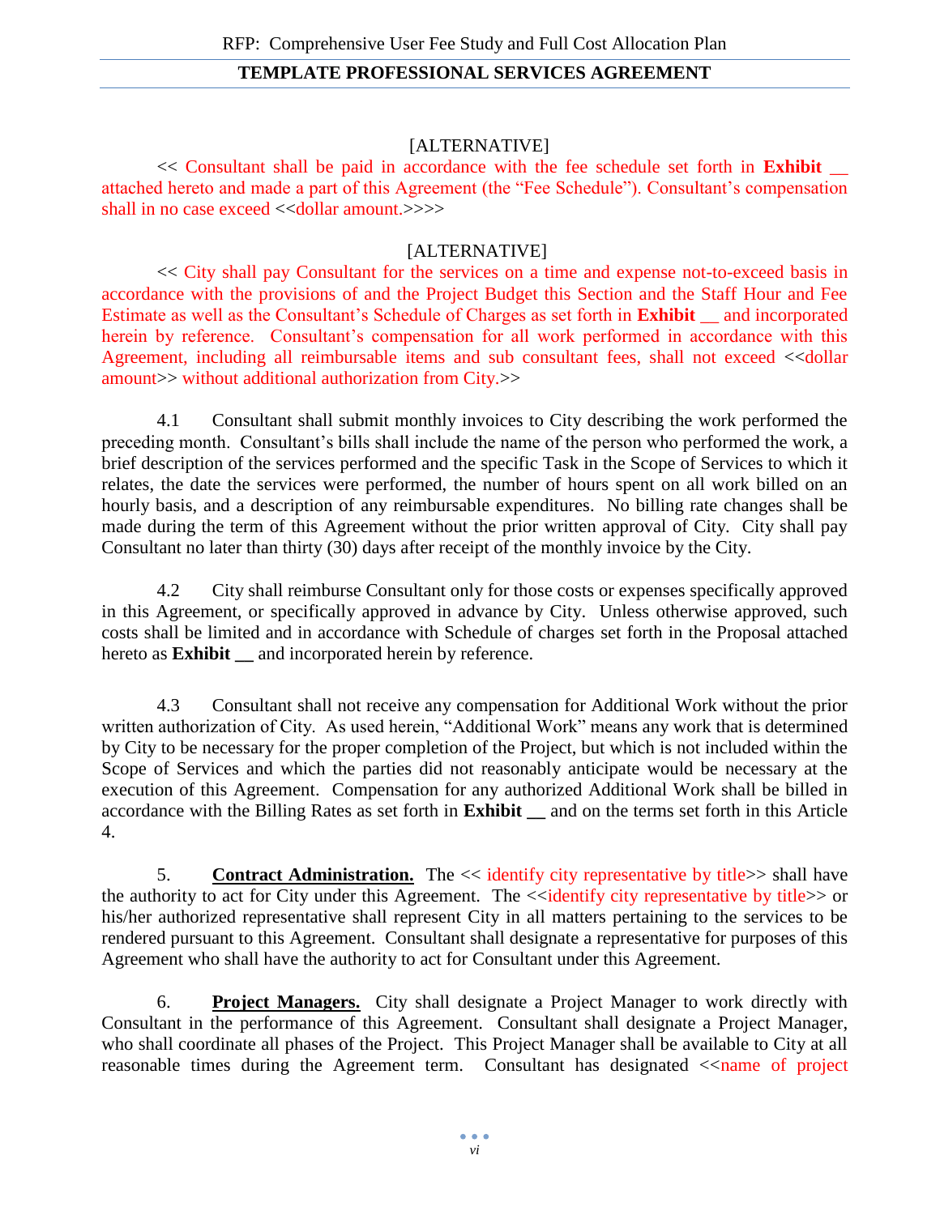[ALTERNATIVE]

<< Consultant shall be paid in accordance with the fee schedule set forth in **Exhibit __** attached hereto and made a part of this Agreement (the "Fee Schedule"). Consultant's compensation shall in no case exceed <<dollar amount.>>>>

[ALTERNATIVE]

<< City shall pay Consultant for the services on a time and expense not-to-exceed basis in accordance with the provisions of and the Project Budget this Section and the Staff Hour and Fee Estimate as well as the Consultant's Schedule of Charges as set forth in **Exhibit __** and incorporated herein by reference. Consultant's compensation for all work performed in accordance with this Agreement, including all reimbursable items and sub consultant fees, shall not exceed <<dollar amount>> without additional authorization from City.>>

4.1 Consultant shall submit monthly invoices to City describing the work performed the preceding month. Consultant's bills shall include the name of the person who performed the work, a brief description of the services performed and the specific Task in the Scope of Services to which it relates, the date the services were performed, the number of hours spent on all work billed on an hourly basis, and a description of any reimbursable expenditures. No billing rate changes shall be made during the term of this Agreement without the prior written approval of City. City shall pay Consultant no later than thirty (30) days after receipt of the monthly invoice by the City.

4.2 City shall reimburse Consultant only for those costs or expenses specifically approved in this Agreement, or specifically approved in advance by City. Unless otherwise approved, such costs shall be limited and in accordance with Schedule of charges set forth in the Proposal attached hereto as **Exhibit __** and incorporated herein by reference.

4.3 Consultant shall not receive any compensation for Additional Work without the prior written authorization of City. As used herein, "Additional Work" means any work that is determined by City to be necessary for the proper completion of the Project, but which is not included within the Scope of Services and which the parties did not reasonably anticipate would be necessary at the execution of this Agreement. Compensation for any authorized Additional Work shall be billed in accordance with the Billing Rates as set forth in **Exhibit __** and on the terms set forth in this Article 4.

5. **Contract Administration.** The << identify city representative by title>> shall have the authority to act for City under this Agreement. The <<identify city representative by title>> or his/her authorized representative shall represent City in all matters pertaining to the services to be rendered pursuant to this Agreement. Consultant shall designate a representative for purposes of this Agreement who shall have the authority to act for Consultant under this Agreement.

6. **Project Managers.** City shall designate a Project Manager to work directly with Consultant in the performance of this Agreement. Consultant shall designate a Project Manager, who shall coordinate all phases of the Project. This Project Manager shall be available to City at all reasonable times during the Agreement term. Consultant has designated <<name of project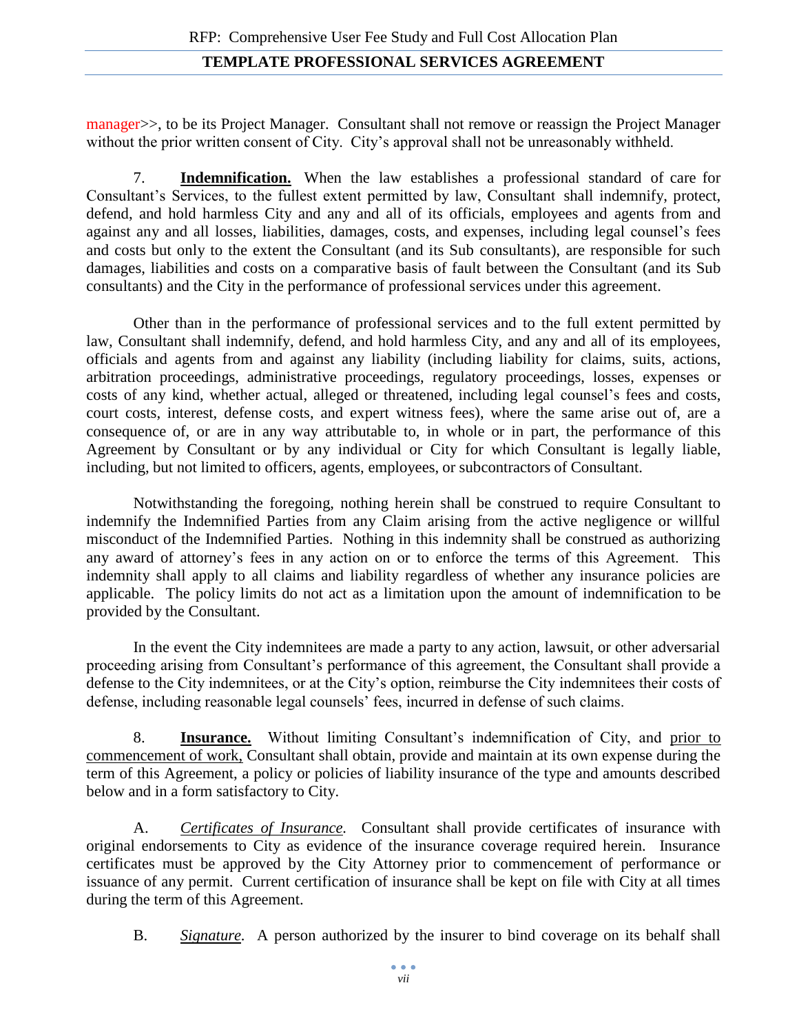manager>>, to be its Project Manager. Consultant shall not remove or reassign the Project Manager without the prior written consent of City. City's approval shall not be unreasonably withheld.

7. **Indemnification.** When the law establishes a professional standard of care for Consultant's Services, to the fullest extent permitted by law, Consultant shall indemnify, protect, defend, and hold harmless City and any and all of its officials, employees and agents from and against any and all losses, liabilities, damages, costs, and expenses, including legal counsel's fees and costs but only to the extent the Consultant (and its Sub consultants), are responsible for such damages, liabilities and costs on a comparative basis of fault between the Consultant (and its Sub consultants) and the City in the performance of professional services under this agreement.

Other than in the performance of professional services and to the full extent permitted by law, Consultant shall indemnify, defend, and hold harmless City, and any and all of its employees, officials and agents from and against any liability (including liability for claims, suits, actions, arbitration proceedings, administrative proceedings, regulatory proceedings, losses, expenses or costs of any kind, whether actual, alleged or threatened, including legal counsel's fees and costs, court costs, interest, defense costs, and expert witness fees), where the same arise out of, are a consequence of, or are in any way attributable to, in whole or in part, the performance of this Agreement by Consultant or by any individual or City for which Consultant is legally liable, including, but not limited to officers, agents, employees, or subcontractors of Consultant.

Notwithstanding the foregoing, nothing herein shall be construed to require Consultant to indemnify the Indemnified Parties from any Claim arising from the active negligence or willful misconduct of the Indemnified Parties. Nothing in this indemnity shall be construed as authorizing any award of attorney's fees in any action on or to enforce the terms of this Agreement. This indemnity shall apply to all claims and liability regardless of whether any insurance policies are applicable. The policy limits do not act as a limitation upon the amount of indemnification to be provided by the Consultant.

In the event the City indemnitees are made a party to any action, lawsuit, or other adversarial proceeding arising from Consultant's performance of this agreement, the Consultant shall provide a defense to the City indemnitees, or at the City's option, reimburse the City indemnitees their costs of defense, including reasonable legal counsels' fees, incurred in defense of such claims.

8. **Insurance.** Without limiting Consultant's indemnification of City, and prior to commencement of work, Consultant shall obtain, provide and maintain at its own expense during the term of this Agreement, a policy or policies of liability insurance of the type and amounts described below and in a form satisfactory to City.

A. *Certificates of Insurance.* Consultant shall provide certificates of insurance with original endorsements to City as evidence of the insurance coverage required herein. Insurance certificates must be approved by the City Attorney prior to commencement of performance or issuance of any permit. Current certification of insurance shall be kept on file with City at all times during the term of this Agreement.

B. *Signature.* A person authorized by the insurer to bind coverage on its behalf shall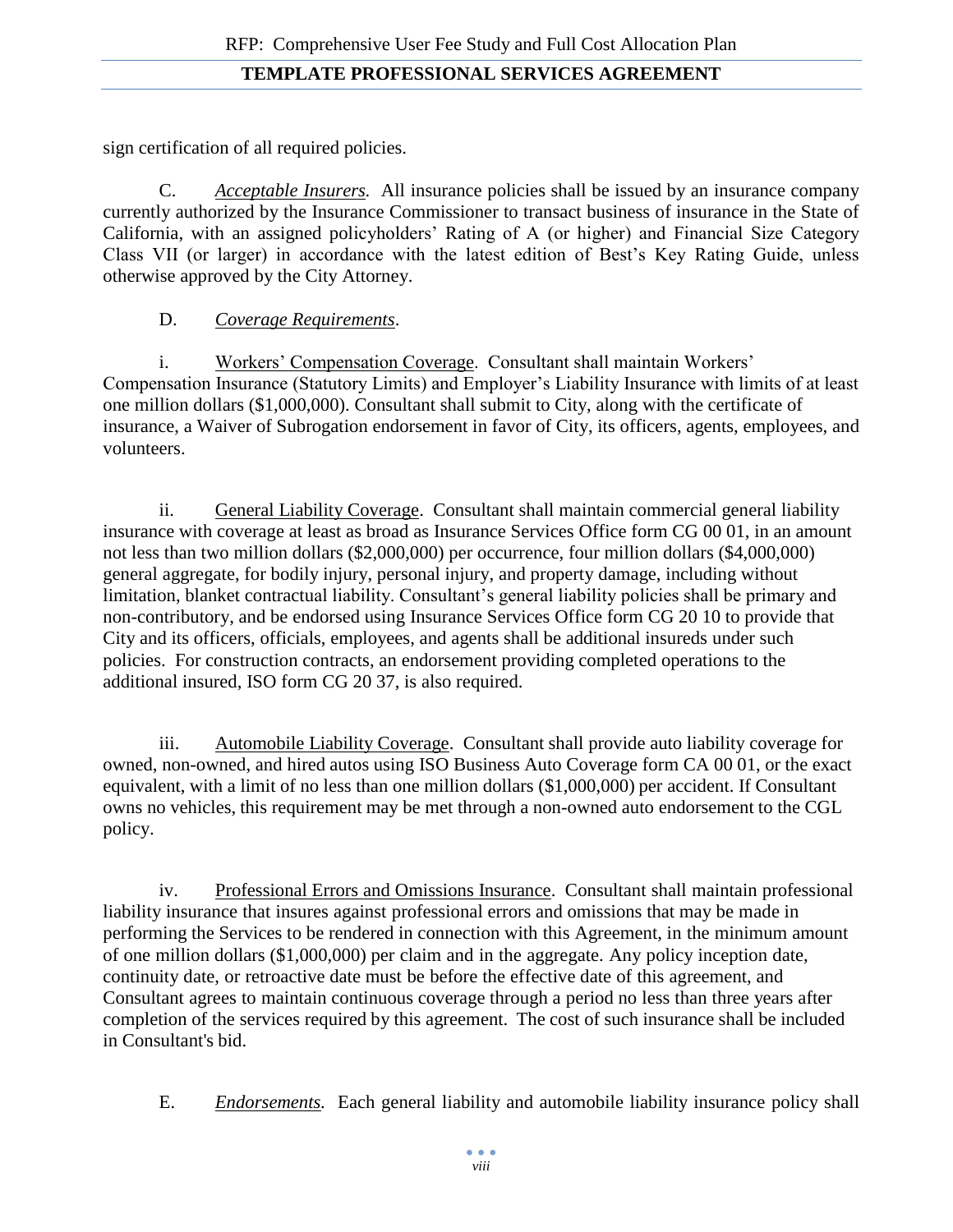sign certification of all required policies.

C. *Acceptable Insurers.* All insurance policies shall be issued by an insurance company currently authorized by the Insurance Commissioner to transact business of insurance in the State of California, with an assigned policyholders' Rating of A (or higher) and Financial Size Category Class VII (or larger) in accordance with the latest edition of Best's Key Rating Guide, unless otherwise approved by the City Attorney.

D. *Coverage Requirements*.

i. Workers' Compensation Coverage. Consultant shall maintain Workers' Compensation Insurance (Statutory Limits) and Employer's Liability Insurance with limits of at least one million dollars ($1,000,000). Consultant shall submit to City, along with the certificate of insurance, a Waiver of Subrogation endorsement in favor of City, its officers, agents, employees, and volunteers.

ii. General Liability Coverage. Consultant shall maintain commercial general liability insurance with coverage at least as broad as Insurance Services Office form CG 00 01, in an amount not less than two million dollars ($2,000,000) per occurrence, four million dollars ($4,000,000) general aggregate, for bodily injury, personal injury, and property damage, including without limitation, blanket contractual liability. Consultant's general liability policies shall be primary and non-contributory, and be endorsed using Insurance Services Office form CG 20 10 to provide that City and its officers, officials, employees, and agents shall be additional insureds under such policies. For construction contracts, an endorsement providing completed operations to the additional insured, ISO form CG 20 37, is also required.

iii. Automobile Liability Coverage. Consultant shall provide auto liability coverage for owned, non-owned, and hired autos using ISO Business Auto Coverage form CA 00 01, or the exact equivalent, with a limit of no less than one million dollars ($1,000,000) per accident. If Consultant owns no vehicles, this requirement may be met through a non-owned auto endorsement to the CGL policy.

iv. Professional Errors and Omissions Insurance. Consultant shall maintain professional liability insurance that insures against professional errors and omissions that may be made in performing the Services to be rendered in connection with this Agreement, in the minimum amount of one million dollars ($1,000,000) per claim and in the aggregate. Any policy inception date, continuity date, or retroactive date must be before the effective date of this agreement, and Consultant agrees to maintain continuous coverage through a period no less than three years after completion of the services required by this agreement. The cost of such insurance shall be included in Consultant's bid.

E. *Endorsements.* Each general liability and automobile liability insurance policy shall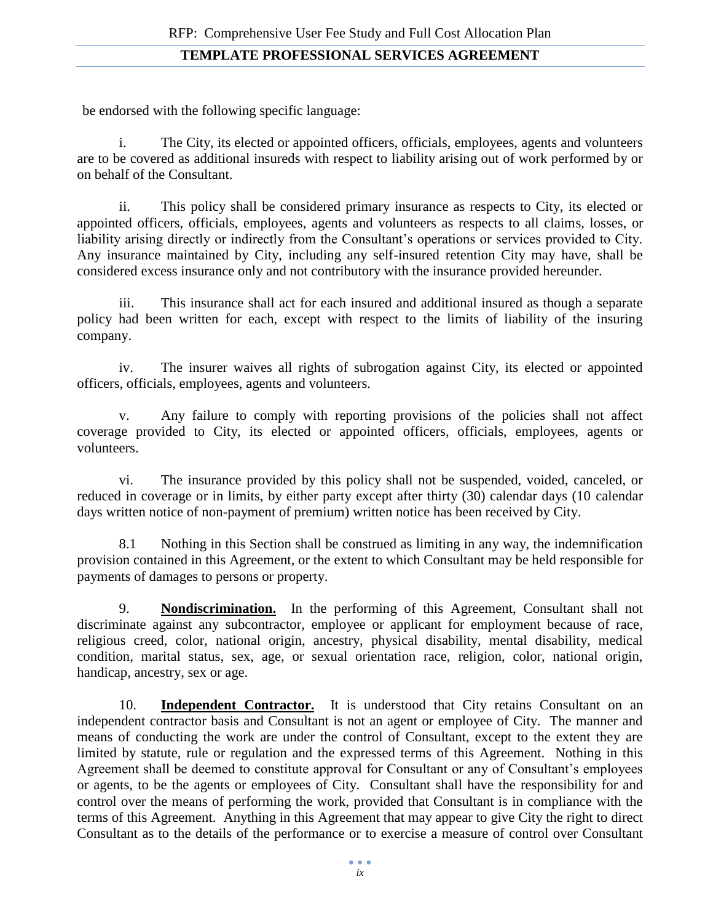be endorsed with the following specific language:

i. The City, its elected or appointed officers, officials, employees, agents and volunteers are to be covered as additional insureds with respect to liability arising out of work performed by or on behalf of the Consultant.

ii. This policy shall be considered primary insurance as respects to City, its elected or appointed officers, officials, employees, agents and volunteers as respects to all claims, losses, or liability arising directly or indirectly from the Consultant's operations or services provided to City. Any insurance maintained by City, including any self-insured retention City may have, shall be considered excess insurance only and not contributory with the insurance provided hereunder.

iii. This insurance shall act for each insured and additional insured as though a separate policy had been written for each, except with respect to the limits of liability of the insuring company.

iv. The insurer waives all rights of subrogation against City, its elected or appointed officers, officials, employees, agents and volunteers.

v. Any failure to comply with reporting provisions of the policies shall not affect coverage provided to City, its elected or appointed officers, officials, employees, agents or volunteers.

vi. The insurance provided by this policy shall not be suspended, voided, canceled, or reduced in coverage or in limits, by either party except after thirty (30) calendar days (10 calendar days written notice of non-payment of premium) written notice has been received by City.

8.1 Nothing in this Section shall be construed as limiting in any way, the indemnification provision contained in this Agreement, or the extent to which Consultant may be held responsible for payments of damages to persons or property.

9. **Nondiscrimination.** In the performing of this Agreement, Consultant shall not discriminate against any subcontractor, employee or applicant for employment because of race, religious creed, color, national origin, ancestry, physical disability, mental disability, medical condition, marital status, sex, age, or sexual orientation race, religion, color, national origin, handicap, ancestry, sex or age.

10. **Independent Contractor.** It is understood that City retains Consultant on an independent contractor basis and Consultant is not an agent or employee of City. The manner and means of conducting the work are under the control of Consultant, except to the extent they are limited by statute, rule or regulation and the expressed terms of this Agreement. Nothing in this Agreement shall be deemed to constitute approval for Consultant or any of Consultant's employees or agents, to be the agents or employees of City. Consultant shall have the responsibility for and control over the means of performing the work, provided that Consultant is in compliance with the terms of this Agreement. Anything in this Agreement that may appear to give City the right to direct Consultant as to the details of the performance or to exercise a measure of control over Consultant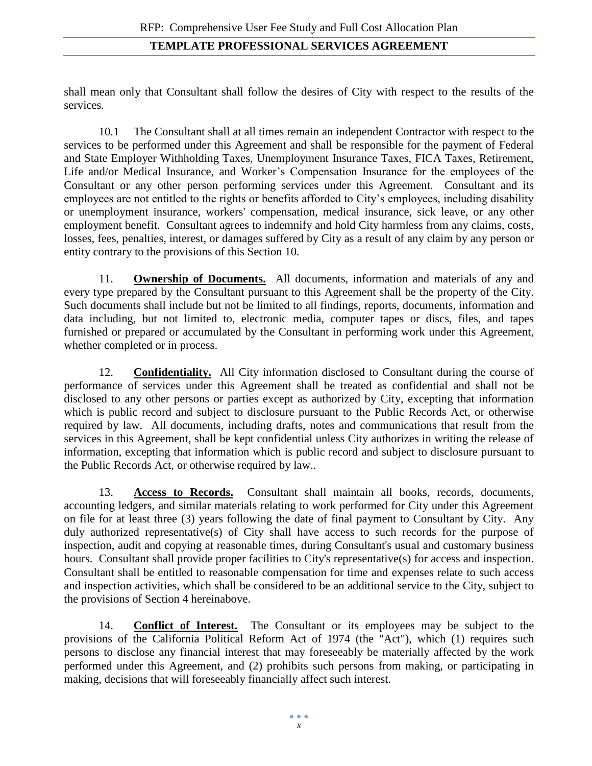shall mean only that Consultant shall follow the desires of City with respect to the results of the services.

10.1 The Consultant shall at all times remain an independent Contractor with respect to the services to be performed under this Agreement and shall be responsible for the payment of Federal and State Employer Withholding Taxes, Unemployment Insurance Taxes, FICA Taxes, Retirement, Life and/or Medical Insurance, and Worker's Compensation Insurance for the employees of the Consultant or any other person performing services under this Agreement. Consultant and its employees are not entitled to the rights or benefits afforded to City's employees, including disability or unemployment insurance, workers' compensation, medical insurance, sick leave, or any other employment benefit. Consultant agrees to indemnify and hold City harmless from any claims, costs, losses, fees, penalties, interest, or damages suffered by City as a result of any claim by any person or entity contrary to the provisions of this Section 10.

11. **Ownership of Documents.** All documents, information and materials of any and every type prepared by the Consultant pursuant to this Agreement shall be the property of the City. Such documents shall include but not be limited to all findings, reports, documents, information and data including, but not limited to, electronic media, computer tapes or discs, files, and tapes furnished or prepared or accumulated by the Consultant in performing work under this Agreement, whether completed or in process.

12. **Confidentiality.** All City information disclosed to Consultant during the course of performance of services under this Agreement shall be treated as confidential and shall not be disclosed to any other persons or parties except as authorized by City, excepting that information which is public record and subject to disclosure pursuant to the Public Records Act, or otherwise required by law. All documents, including drafts, notes and communications that result from the services in this Agreement, shall be kept confidential unless City authorizes in writing the release of information, excepting that information which is public record and subject to disclosure pursuant to the Public Records Act, or otherwise required by law..

13. **Access to Records.** Consultant shall maintain all books, records, documents, accounting ledgers, and similar materials relating to work performed for City under this Agreement on file for at least three (3) years following the date of final payment to Consultant by City. Any duly authorized representative(s) of City shall have access to such records for the purpose of inspection, audit and copying at reasonable times, during Consultant's usual and customary business hours. Consultant shall provide proper facilities to City's representative(s) for access and inspection. Consultant shall be entitled to reasonable compensation for time and expenses relate to such access and inspection activities, which shall be considered to be an additional service to the City, subject to the provisions of Section 4 hereinabove.

14. **Conflict of Interest.** The Consultant or its employees may be subject to the provisions of the California Political Reform Act of 1974 (the "Act"), which (1) requires such persons to disclose any financial interest that may foreseeably be materially affected by the work performed under this Agreement, and (2) prohibits such persons from making, or participating in making, decisions that will foreseeably financially affect such interest.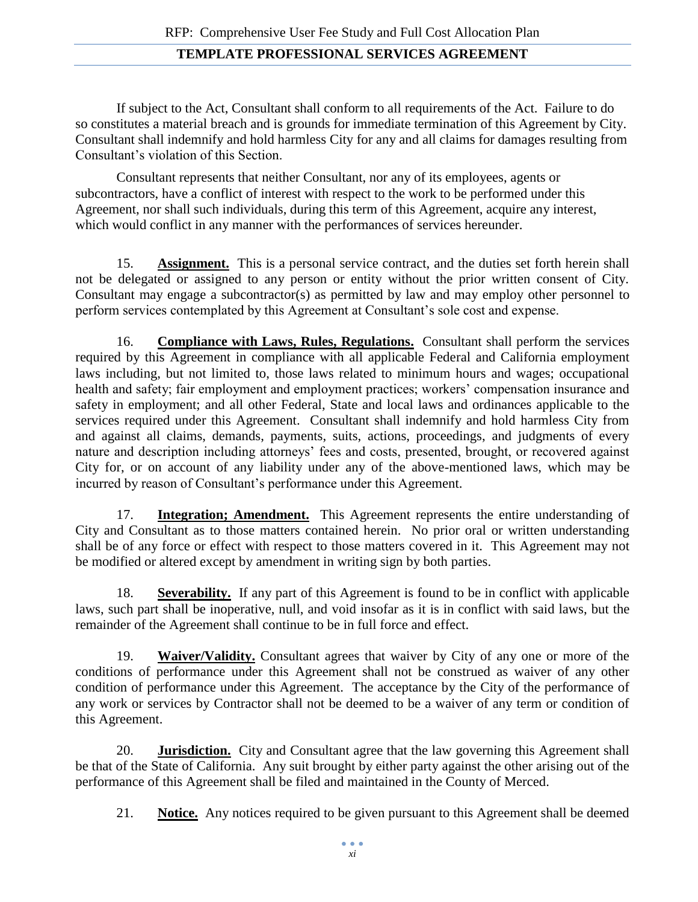If subject to the Act, Consultant shall conform to all requirements of the Act. Failure to do so constitutes a material breach and is grounds for immediate termination of this Agreement by City. Consultant shall indemnify and hold harmless City for any and all claims for damages resulting from Consultant's violation of this Section.

Consultant represents that neither Consultant, nor any of its employees, agents or subcontractors, have a conflict of interest with respect to the work to be performed under this Agreement, nor shall such individuals, during this term of this Agreement, acquire any interest, which would conflict in any manner with the performances of services hereunder.

15. **Assignment.** This is a personal service contract, and the duties set forth herein shall not be delegated or assigned to any person or entity without the prior written consent of City. Consultant may engage a subcontractor(s) as permitted by law and may employ other personnel to perform services contemplated by this Agreement at Consultant's sole cost and expense.

16. **Compliance with Laws, Rules, Regulations.** Consultant shall perform the services required by this Agreement in compliance with all applicable Federal and California employment laws including, but not limited to, those laws related to minimum hours and wages; occupational health and safety; fair employment and employment practices; workers' compensation insurance and safety in employment; and all other Federal, State and local laws and ordinances applicable to the services required under this Agreement. Consultant shall indemnify and hold harmless City from and against all claims, demands, payments, suits, actions, proceedings, and judgments of every nature and description including attorneys' fees and costs, presented, brought, or recovered against City for, or on account of any liability under any of the above-mentioned laws, which may be incurred by reason of Consultant's performance under this Agreement.

17. **Integration; Amendment.** This Agreement represents the entire understanding of City and Consultant as to those matters contained herein. No prior oral or written understanding shall be of any force or effect with respect to those matters covered in it. This Agreement may not be modified or altered except by amendment in writing sign by both parties.

18. **Severability.** If any part of this Agreement is found to be in conflict with applicable laws, such part shall be inoperative, null, and void insofar as it is in conflict with said laws, but the remainder of the Agreement shall continue to be in full force and effect.

19. **Waiver/Validity.** Consultant agrees that waiver by City of any one or more of the conditions of performance under this Agreement shall not be construed as waiver of any other condition of performance under this Agreement. The acceptance by the City of the performance of any work or services by Contractor shall not be deemed to be a waiver of any term or condition of this Agreement.

20. **Jurisdiction.** City and Consultant agree that the law governing this Agreement shall be that of the State of California. Any suit brought by either party against the other arising out of the performance of this Agreement shall be filed and maintained in the County of Merced.

21. **Notice.** Any notices required to be given pursuant to this Agreement shall be deemed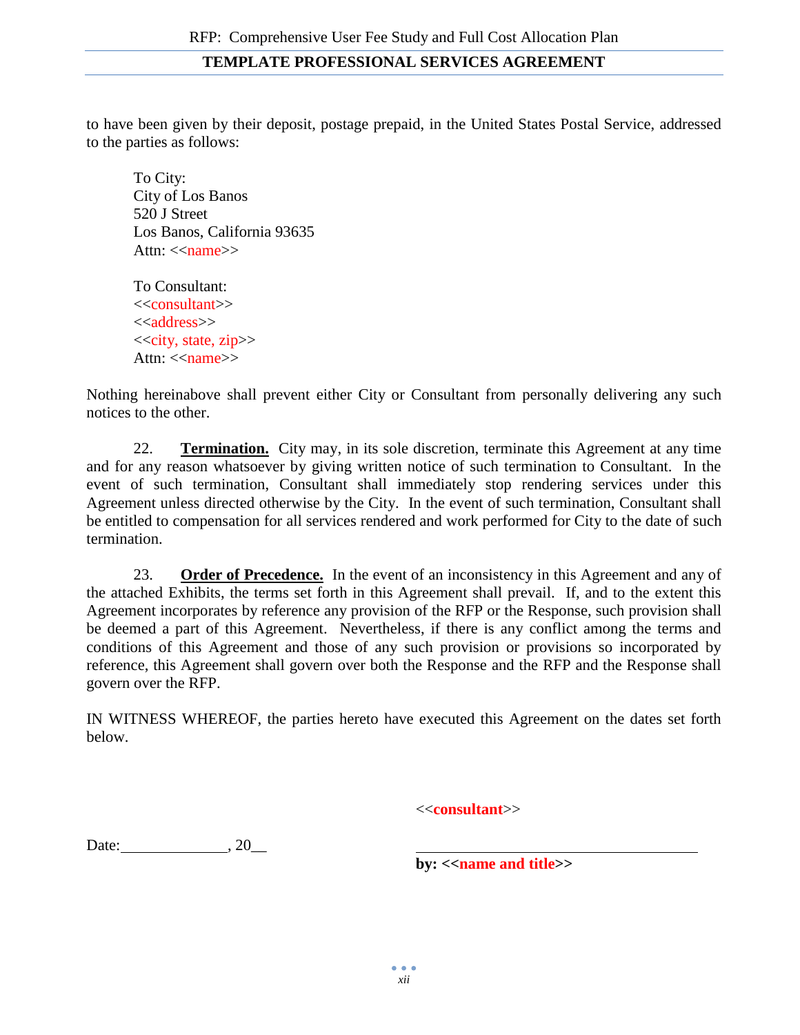to have been given by their deposit, postage prepaid, in the United States Postal Service, addressed to the parties as follows:

To City:
City of Los Banos
520 J Street
Los Banos, California 93635
Attn: <<name>>

To Consultant:
<<consultant>>
<<address>>
<<city, state, zip>>
Attn: <<name>>

Nothing hereinabove shall prevent either City or Consultant from personally delivering any such notices to the other.

22. **Termination.** City may, in its sole discretion, terminate this Agreement at any time and for any reason whatsoever by giving written notice of such termination to Consultant. In the event of such termination, Consultant shall immediately stop rendering services under this Agreement unless directed otherwise by the City. In the event of such termination, Consultant shall be entitled to compensation for all services rendered and work performed for City to the date of such termination.

23. **Order of Precedence.** In the event of an inconsistency in this Agreement and any of the attached Exhibits, the terms set forth in this Agreement shall prevail. If, and to the extent this Agreement incorporates by reference any provision of the RFP or the Response, such provision shall be deemed a part of this Agreement. Nevertheless, if there is any conflict among the terms and conditions of this Agreement and those of any such provision or provisions so incorporated by reference, this Agreement shall govern over both the Response and the RFP and the Response shall govern over the RFP.

IN WITNESS WHEREOF, the parties hereto have executed this Agreement on the dates set forth below.

**<<consultant>>**

Date:______________, 20__

______________________________________
**by: <<name and title>>**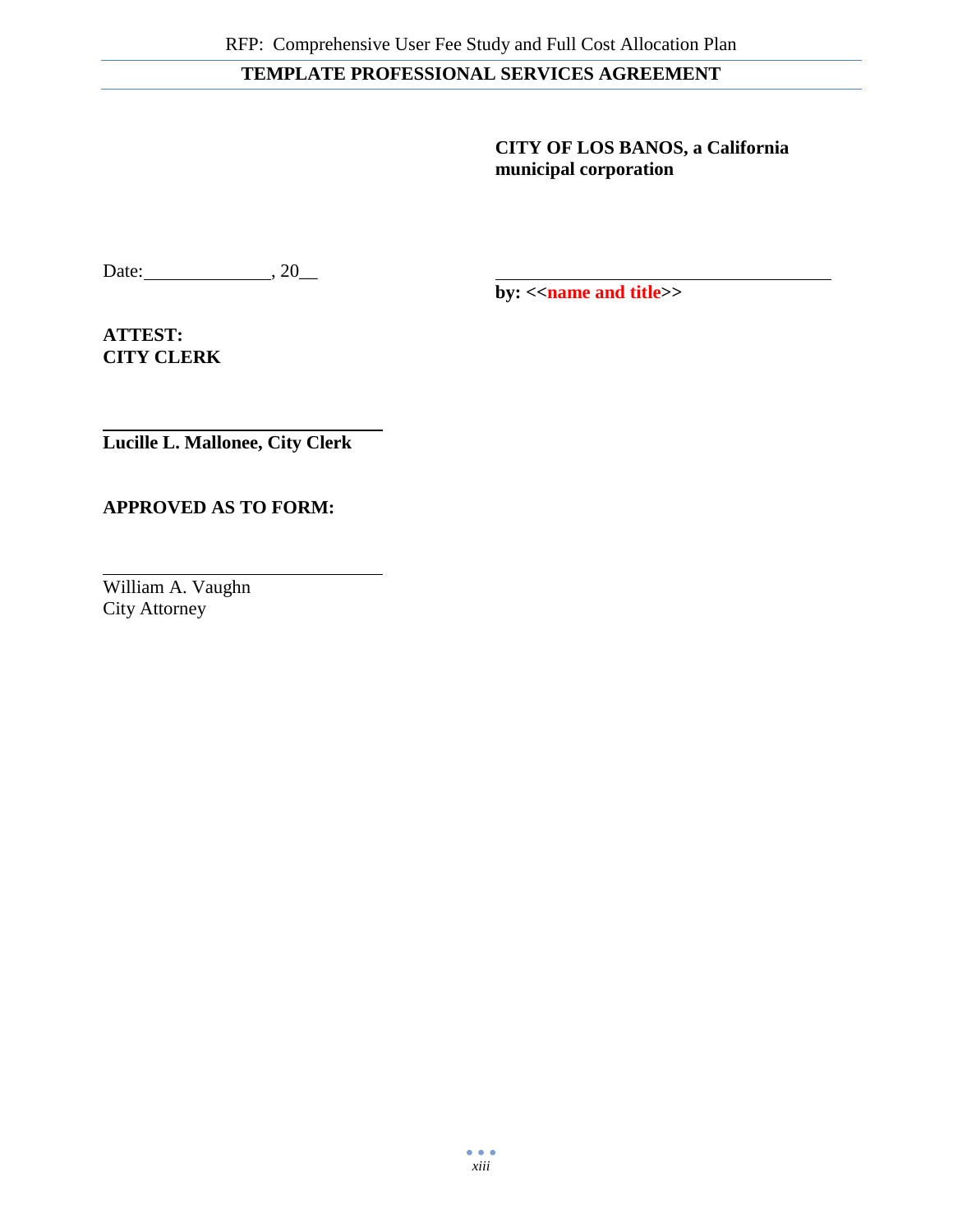**CITY OF LOS BANOS, a California municipal corporation**

Date:______________, 20__

______________________________________
**by: <<name and title>>**

**ATTEST:**
**CITY CLERK**

______________________________
**Lucille L. Mallonee, City Clerk**

**APPROVED AS TO FORM:**

______________________________
William A. Vaughn
City Attorney